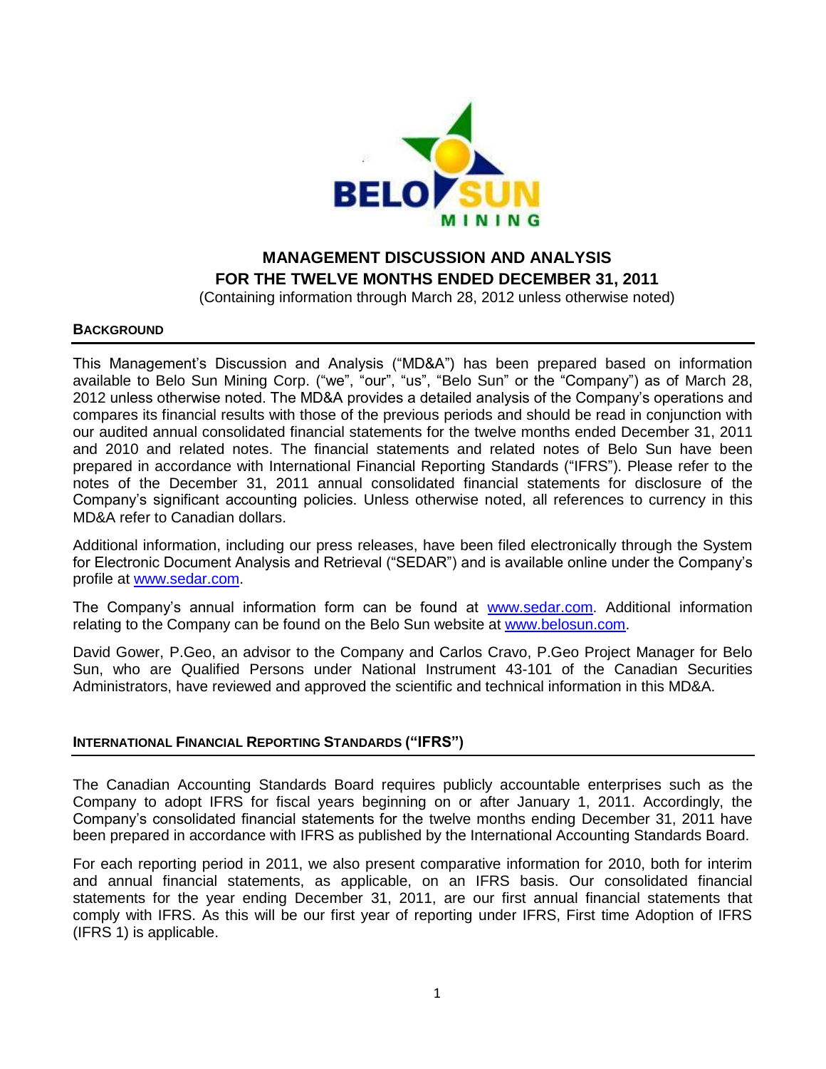# MANAGEMENT DISCUSSION AND ANALYSIS
# FOR THE TWELVE MONTHS ENDED DECEMBER 31, 2011

(Containing information through March 28, 2012 unless otherwise noted)

## BACKGROUND

This Management's Discussion and Analysis ("MD&A") has been prepared based on information available to Belo Sun Mining Corp. ("we", "our", "us", "Belo Sun" or the "Company") as of March 28, 2012 unless otherwise noted. The MD&A provides a detailed analysis of the Company's operations and compares its financial results with those of the previous periods and should be read in conjunction with our audited annual consolidated financial statements for the twelve months ended December 31, 2011 and 2010 and related notes. The financial statements and related notes of Belo Sun have been prepared in accordance with International Financial Reporting Standards ("IFRS"). Please refer to the notes of the December 31, 2011 annual consolidated financial statements for disclosure of the Company's significant accounting policies. Unless otherwise noted, all references to currency in this MD&A refer to Canadian dollars.

Additional information, including our press releases, have been filed electronically through the System for Electronic Document Analysis and Retrieval ("SEDAR") and is available online under the Company's profile at www.sedar.com.

The Company's annual information form can be found at www.sedar.com. Additional information relating to the Company can be found on the Belo Sun website at www.belosun.com.

David Gower, P.Geo, an advisor to the Company and Carlos Cravo, P.Geo Project Manager for Belo Sun, who are Qualified Persons under National Instrument 43-101 of the Canadian Securities Administrators, have reviewed and approved the scientific and technical information in this MD&A.

## INTERNATIONAL FINANCIAL REPORTING STANDARDS ("IFRS")

The Canadian Accounting Standards Board requires publicly accountable enterprises such as the Company to adopt IFRS for fiscal years beginning on or after January 1, 2011. Accordingly, the Company's consolidated financial statements for the twelve months ending December 31, 2011 have been prepared in accordance with IFRS as published by the International Accounting Standards Board.

For each reporting period in 2011, we also present comparative information for 2010, both for interim and annual financial statements, as applicable, on an IFRS basis. Our consolidated financial statements for the year ending December 31, 2011, are our first annual financial statements that comply with IFRS. As this will be our first year of reporting under IFRS, First time Adoption of IFRS (IFRS 1) is applicable.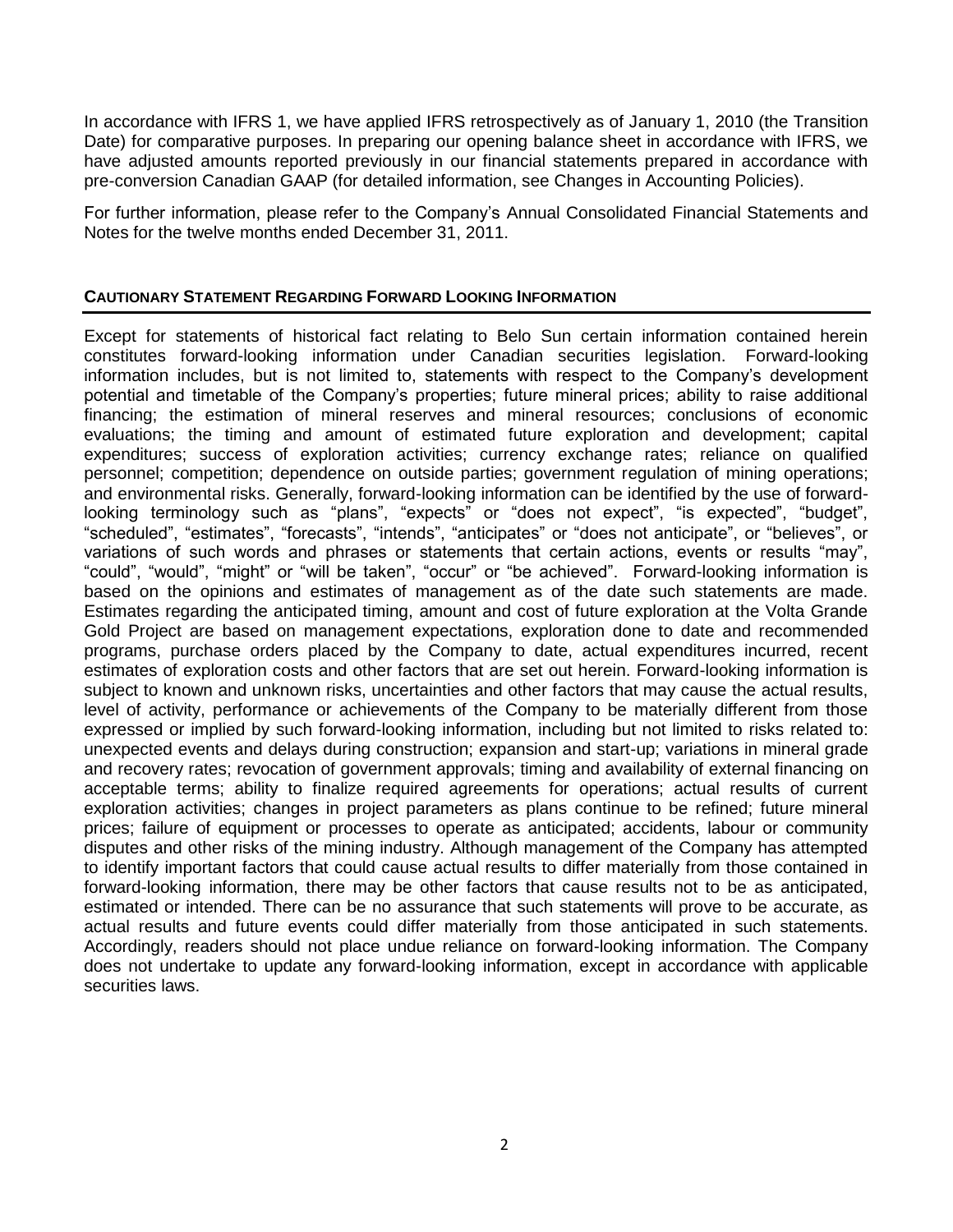In accordance with IFRS 1, we have applied IFRS retrospectively as of January 1, 2010 (the Transition Date) for comparative purposes. In preparing our opening balance sheet in accordance with IFRS, we have adjusted amounts reported previously in our financial statements prepared in accordance with pre-conversion Canadian GAAP (for detailed information, see Changes in Accounting Policies).

For further information, please refer to the Company's Annual Consolidated Financial Statements and Notes for the twelve months ended December 31, 2011.

## CAUTIONARY STATEMENT REGARDING FORWARD LOOKING INFORMATION

Except for statements of historical fact relating to Belo Sun certain information contained herein constitutes forward-looking information under Canadian securities legislation. Forward-looking information includes, but is not limited to, statements with respect to the Company's development potential and timetable of the Company's properties; future mineral prices; ability to raise additional financing; the estimation of mineral reserves and mineral resources; conclusions of economic evaluations; the timing and amount of estimated future exploration and development; capital expenditures; success of exploration activities; currency exchange rates; reliance on qualified personnel; competition; dependence on outside parties; government regulation of mining operations; and environmental risks. Generally, forward-looking information can be identified by the use of forward-looking terminology such as "plans", "expects" or "does not expect", "is expected", "budget", "scheduled", "estimates", "forecasts", "intends", "anticipates" or "does not anticipate", or "believes", or variations of such words and phrases or statements that certain actions, events or results "may", "could", "would", "might" or "will be taken", "occur" or "be achieved". Forward-looking information is based on the opinions and estimates of management as of the date such statements are made. Estimates regarding the anticipated timing, amount and cost of future exploration at the Volta Grande Gold Project are based on management expectations, exploration done to date and recommended programs, purchase orders placed by the Company to date, actual expenditures incurred, recent estimates of exploration costs and other factors that are set out herein. Forward-looking information is subject to known and unknown risks, uncertainties and other factors that may cause the actual results, level of activity, performance or achievements of the Company to be materially different from those expressed or implied by such forward-looking information, including but not limited to risks related to: unexpected events and delays during construction; expansion and start-up; variations in mineral grade and recovery rates; revocation of government approvals; timing and availability of external financing on acceptable terms; ability to finalize required agreements for operations; actual results of current exploration activities; changes in project parameters as plans continue to be refined; future mineral prices; failure of equipment or processes to operate as anticipated; accidents, labour or community disputes and other risks of the mining industry. Although management of the Company has attempted to identify important factors that could cause actual results to differ materially from those contained in forward-looking information, there may be other factors that cause results not to be as anticipated, estimated or intended. There can be no assurance that such statements will prove to be accurate, as actual results and future events could differ materially from those anticipated in such statements. Accordingly, readers should not place undue reliance on forward-looking information. The Company does not undertake to update any forward-looking information, except in accordance with applicable securities laws.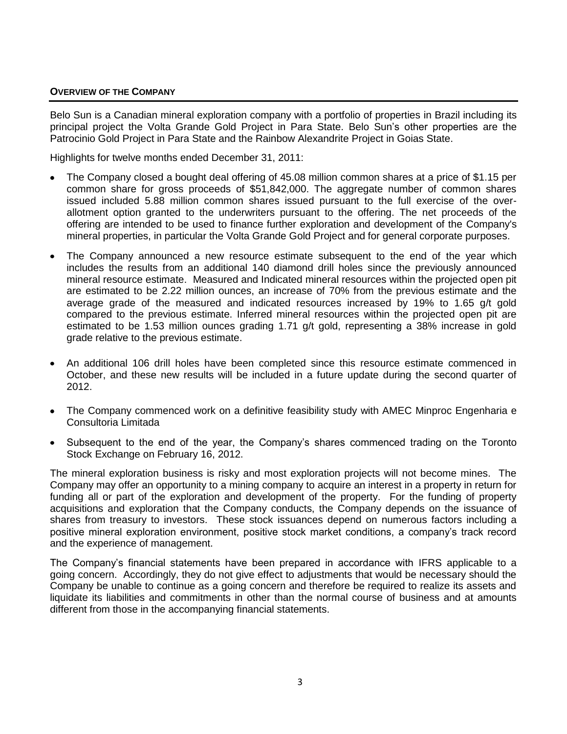## OVERVIEW OF THE COMPANY

Belo Sun is a Canadian mineral exploration company with a portfolio of properties in Brazil including its principal project the Volta Grande Gold Project in Para State. Belo Sun's other properties are the Patrocinio Gold Project in Para State and the Rainbow Alexandrite Project in Goias State.

Highlights for twelve months ended December 31, 2011:

- The Company closed a bought deal offering of 45.08 million common shares at a price of $1.15 per common share for gross proceeds of $51,842,000. The aggregate number of common shares issued included 5.88 million common shares issued pursuant to the full exercise of the over-allotment option granted to the underwriters pursuant to the offering. The net proceeds of the offering are intended to be used to finance further exploration and development of the Company's mineral properties, in particular the Volta Grande Gold Project and for general corporate purposes.
- The Company announced a new resource estimate subsequent to the end of the year which includes the results from an additional 140 diamond drill holes since the previously announced mineral resource estimate. Measured and Indicated mineral resources within the projected open pit are estimated to be 2.22 million ounces, an increase of 70% from the previous estimate and the average grade of the measured and indicated resources increased by 19% to 1.65 g/t gold compared to the previous estimate. Inferred mineral resources within the projected open pit are estimated to be 1.53 million ounces grading 1.71 g/t gold, representing a 38% increase in gold grade relative to the previous estimate.
- An additional 106 drill holes have been completed since this resource estimate commenced in October, and these new results will be included in a future update during the second quarter of 2012.
- The Company commenced work on a definitive feasibility study with AMEC Minproc Engenharia e Consultoria Limitada
- Subsequent to the end of the year, the Company's shares commenced trading on the Toronto Stock Exchange on February 16, 2012.

The mineral exploration business is risky and most exploration projects will not become mines. The Company may offer an opportunity to a mining company to acquire an interest in a property in return for funding all or part of the exploration and development of the property. For the funding of property acquisitions and exploration that the Company conducts, the Company depends on the issuance of shares from treasury to investors. These stock issuances depend on numerous factors including a positive mineral exploration environment, positive stock market conditions, a company's track record and the experience of management.

The Company's financial statements have been prepared in accordance with IFRS applicable to a going concern. Accordingly, they do not give effect to adjustments that would be necessary should the Company be unable to continue as a going concern and therefore be required to realize its assets and liquidate its liabilities and commitments in other than the normal course of business and at amounts different from those in the accompanying financial statements.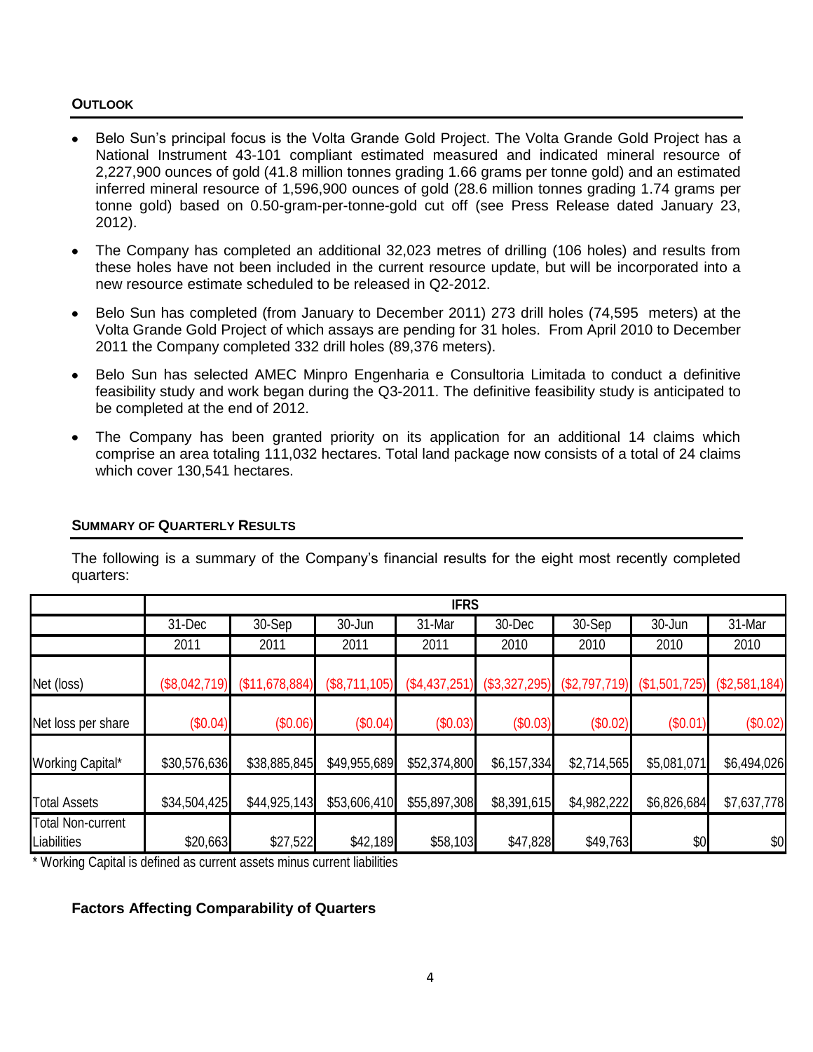## OUTLOOK

- Belo Sun's principal focus is the Volta Grande Gold Project. The Volta Grande Gold Project has a National Instrument 43-101 compliant estimated measured and indicated mineral resource of 2,227,900 ounces of gold (41.8 million tonnes grading 1.66 grams per tonne gold) and an estimated inferred mineral resource of 1,596,900 ounces of gold (28.6 million tonnes grading 1.74 grams per tonne gold) based on 0.50-gram-per-tonne-gold cut off (see Press Release dated January 23, 2012).
- The Company has completed an additional 32,023 metres of drilling (106 holes) and results from these holes have not been included in the current resource update, but will be incorporated into a new resource estimate scheduled to be released in Q2-2012.
- Belo Sun has completed (from January to December 2011) 273 drill holes (74,595 meters) at the Volta Grande Gold Project of which assays are pending for 31 holes. From April 2010 to December 2011 the Company completed 332 drill holes (89,376 meters).
- Belo Sun has selected AMEC Minpro Engenharia e Consultoria Limitada to conduct a definitive feasibility study and work began during the Q3-2011. The definitive feasibility study is anticipated to be completed at the end of 2012.
- The Company has been granted priority on its application for an additional 14 claims which comprise an area totaling 111,032 hectares. Total land package now consists of a total of 24 claims which cover 130,541 hectares.

## SUMMARY OF QUARTERLY RESULTS

The following is a summary of the Company's financial results for the eight most recently completed quarters:

| | IFRS | | | | | | | |
|---|---|---|---|---|---|---|---|---|
| | 31-Dec | 30-Sep | 30-Jun | 31-Mar | 30-Dec | 30-Sep | 30-Jun | 31-Mar |
| | 2011 | 2011 | 2011 | 2011 | 2010 | 2010 | 2010 | 2010 |
| Net (loss) | ($8,042,719) | ($11,678,884) | ($8,711,105) | ($4,437,251) | ($3,327,295) | ($2,797,719) | ($1,501,725) | ($2,581,184) |
| Net loss per share | ($0.04) | ($0.06) | ($0.04) | ($0.03) | ($0.03) | ($0.02) | ($0.01) | ($0.02) |
| Working Capital* | $30,576,636 | $38,885,845 | $49,955,689 | $52,374,800 | $6,157,334 | $2,714,565 | $5,081,071 | $6,494,026 |
| Total Assets | $34,504,425 | $44,925,143 | $53,606,410 | $55,897,308 | $8,391,615 | $4,982,222 | $6,826,684 | $7,637,778 |
| Total Non-current Liabilities | $20,663 | $27,522 | $42,189 | $58,103 | $47,828 | $49,763 | $0 | $0 |

\* Working Capital is defined as current assets minus current liabilities

### Factors Affecting Comparability of Quarters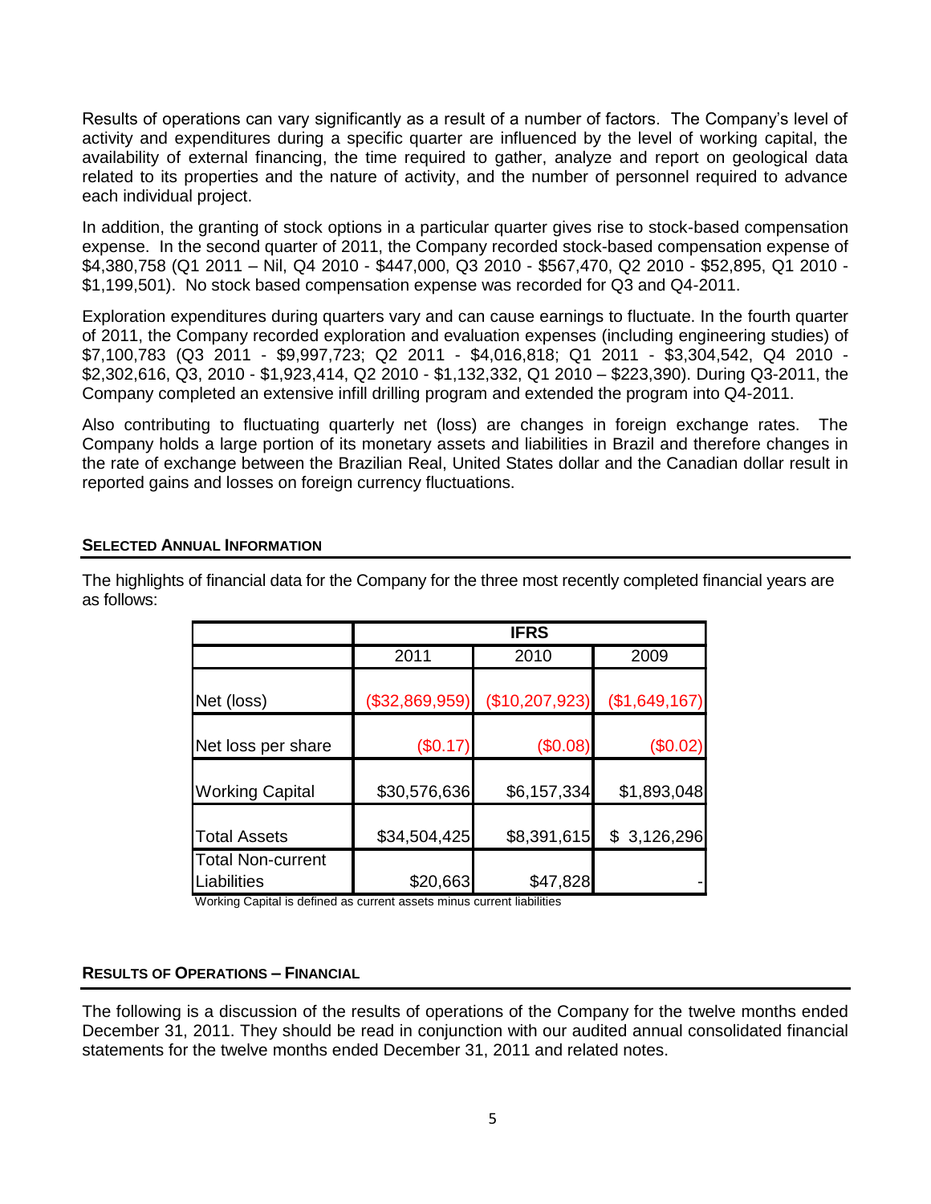Results of operations can vary significantly as a result of a number of factors. The Company's level of activity and expenditures during a specific quarter are influenced by the level of working capital, the availability of external financing, the time required to gather, analyze and report on geological data related to its properties and the nature of activity, and the number of personnel required to advance each individual project.

In addition, the granting of stock options in a particular quarter gives rise to stock-based compensation expense. In the second quarter of 2011, the Company recorded stock-based compensation expense of $4,380,758 (Q1 2011 – Nil, Q4 2010 - $447,000, Q3 2010 - $567,470, Q2 2010 - $52,895, Q1 2010 - $1,199,501). No stock based compensation expense was recorded for Q3 and Q4-2011.

Exploration expenditures during quarters vary and can cause earnings to fluctuate. In the fourth quarter of 2011, the Company recorded exploration and evaluation expenses (including engineering studies) of $7,100,783 (Q3 2011 - $9,997,723; Q2 2011 - $4,016,818; Q1 2011 - $3,304,542, Q4 2010 - $2,302,616, Q3, 2010 - $1,923,414, Q2 2010 - $1,132,332, Q1 2010 – $223,390). During Q3-2011, the Company completed an extensive infill drilling program and extended the program into Q4-2011.

Also contributing to fluctuating quarterly net (loss) are changes in foreign exchange rates. The Company holds a large portion of its monetary assets and liabilities in Brazil and therefore changes in the rate of exchange between the Brazilian Real, United States dollar and the Canadian dollar result in reported gains and losses on foreign currency fluctuations.

## SELECTED ANNUAL INFORMATION

The highlights of financial data for the Company for the three most recently completed financial years are as follows:

| | IFRS | | |
|---|---|---|---|
| | 2011 | 2010 | 2009 |
| Net (loss) | ($32,869,959) | ($10,207,923) | ($1,649,167) |
| Net loss per share | ($0.17) | ($0.08) | ($0.02) |
| Working Capital | $30,576,636 | $6,157,334 | $1,893,048 |
| Total Assets | $34,504,425 | $8,391,615 | $ 3,126,296 |
| Total Non-current Liabilities | $20,663 | $47,828 | - |

Working Capital is defined as current assets minus current liabilities

## RESULTS OF OPERATIONS – FINANCIAL

The following is a discussion of the results of operations of the Company for the twelve months ended December 31, 2011. They should be read in conjunction with our audited annual consolidated financial statements for the twelve months ended December 31, 2011 and related notes.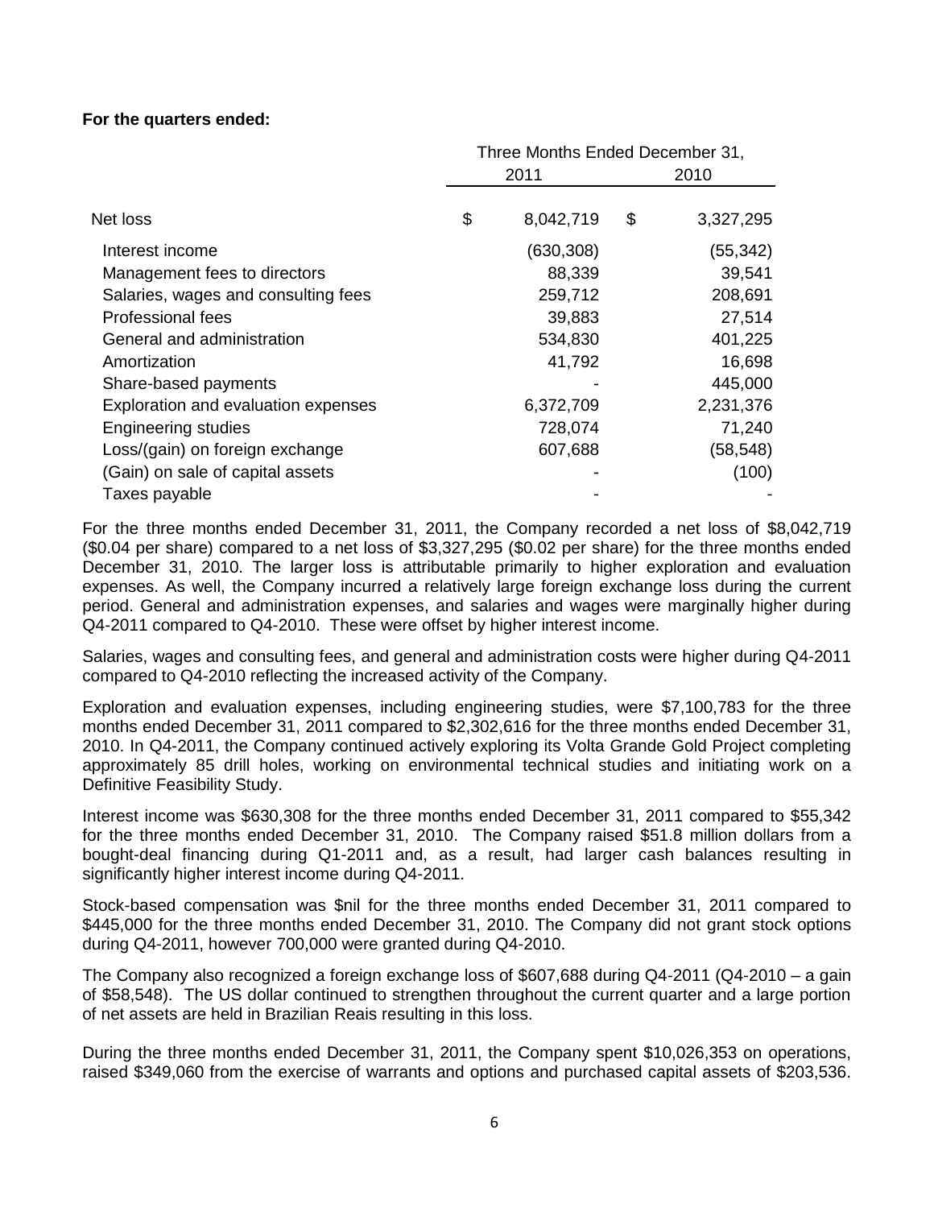**For the quarters ended:**

| | Three Months Ended December 31, 2011 | Three Months Ended December 31, 2010 |
|---|---|---|
| Net loss | $ 8,042,719 | $ 3,327,295 |
| Interest income | (630,308) | (55,342) |
| Management fees to directors | 88,339 | 39,541 |
| Salaries, wages and consulting fees | 259,712 | 208,691 |
| Professional fees | 39,883 | 27,514 |
| General and administration | 534,830 | 401,225 |
| Amortization | 41,792 | 16,698 |
| Share-based payments | - | 445,000 |
| Exploration and evaluation expenses | 6,372,709 | 2,231,376 |
| Engineering studies | 728,074 | 71,240 |
| Loss/(gain) on foreign exchange | 607,688 | (58,548) |
| (Gain) on sale of capital assets | - | (100) |
| Taxes payable | - | - |

For the three months ended December 31, 2011, the Company recorded a net loss of $8,042,719 ($0.04 per share) compared to a net loss of $3,327,295 ($0.02 per share) for the three months ended December 31, 2010. The larger loss is attributable primarily to higher exploration and evaluation expenses. As well, the Company incurred a relatively large foreign exchange loss during the current period. General and administration expenses, and salaries and wages were marginally higher during Q4-2011 compared to Q4-2010. These were offset by higher interest income.

Salaries, wages and consulting fees, and general and administration costs were higher during Q4-2011 compared to Q4-2010 reflecting the increased activity of the Company.

Exploration and evaluation expenses, including engineering studies, were $7,100,783 for the three months ended December 31, 2011 compared to $2,302,616 for the three months ended December 31, 2010. In Q4-2011, the Company continued actively exploring its Volta Grande Gold Project completing approximately 85 drill holes, working on environmental technical studies and initiating work on a Definitive Feasibility Study.

Interest income was $630,308 for the three months ended December 31, 2011 compared to $55,342 for the three months ended December 31, 2010. The Company raised $51.8 million dollars from a bought-deal financing during Q1-2011 and, as a result, had larger cash balances resulting in significantly higher interest income during Q4-2011.

Stock-based compensation was $nil for the three months ended December 31, 2011 compared to $445,000 for the three months ended December 31, 2010. The Company did not grant stock options during Q4-2011, however 700,000 were granted during Q4-2010.

The Company also recognized a foreign exchange loss of $607,688 during Q4-2011 (Q4-2010 – a gain of $58,548). The US dollar continued to strengthen throughout the current quarter and a large portion of net assets are held in Brazilian Reais resulting in this loss.

During the three months ended December 31, 2011, the Company spent $10,026,353 on operations, raised $349,060 from the exercise of warrants and options and purchased capital assets of $203,536.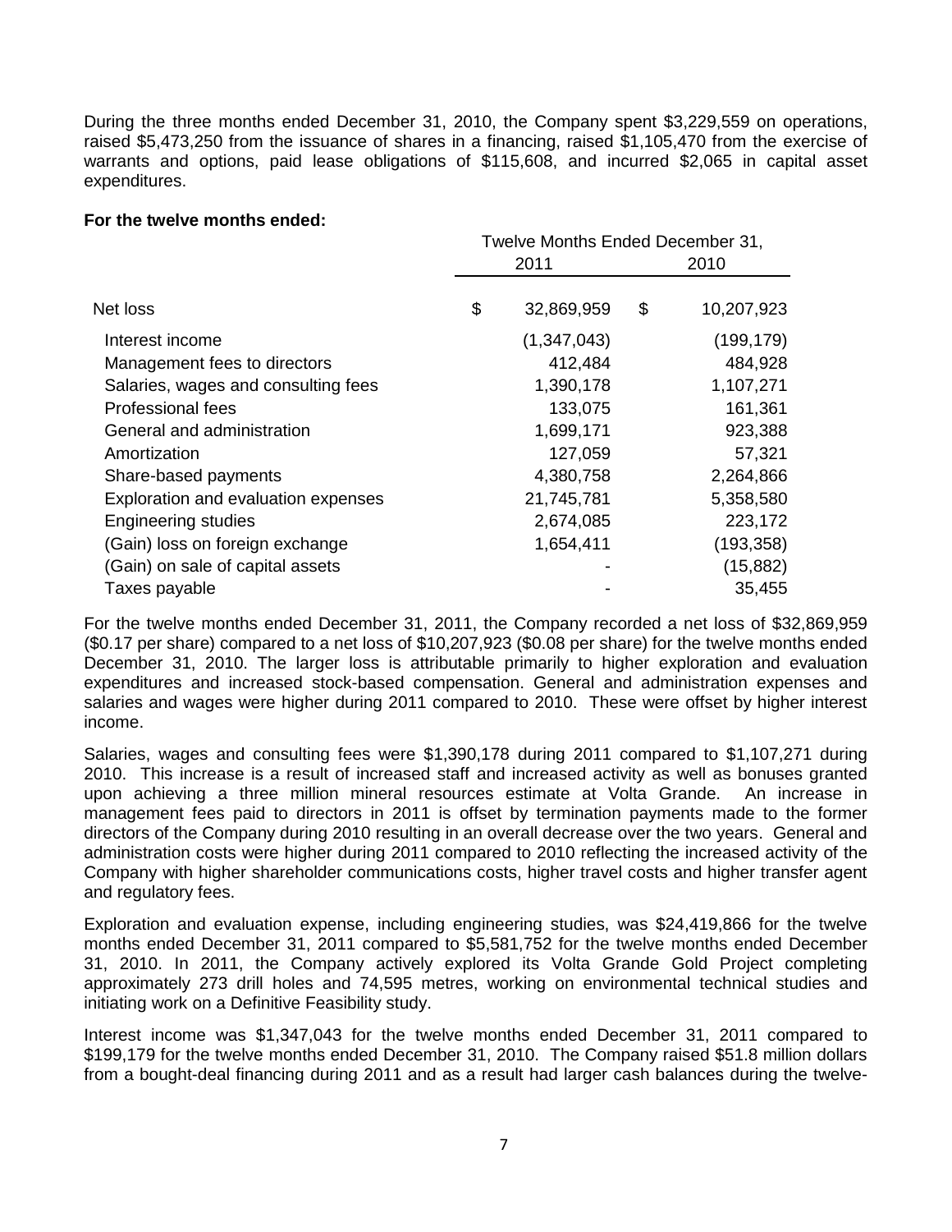During the three months ended December 31, 2010, the Company spent $3,229,559 on operations, raised $5,473,250 from the issuance of shares in a financing, raised $1,105,470 from the exercise of warrants and options, paid lease obligations of $115,608, and incurred $2,065 in capital asset expenditures.

**For the twelve months ended:**

| | Twelve Months Ended December 31, | |
|---|---|---|
| | 2011 | 2010 |
| Net loss | $ 32,869,959 | $ 10,207,923 |
| Interest income | (1,347,043) | (199,179) |
| Management fees to directors | 412,484 | 484,928 |
| Salaries, wages and consulting fees | 1,390,178 | 1,107,271 |
| Professional fees | 133,075 | 161,361 |
| General and administration | 1,699,171 | 923,388 |
| Amortization | 127,059 | 57,321 |
| Share-based payments | 4,380,758 | 2,264,866 |
| Exploration and evaluation expenses | 21,745,781 | 5,358,580 |
| Engineering studies | 2,674,085 | 223,172 |
| (Gain) loss on foreign exchange | 1,654,411 | (193,358) |
| (Gain) on sale of capital assets | - | (15,882) |
| Taxes payable | - | 35,455 |

For the twelve months ended December 31, 2011, the Company recorded a net loss of $32,869,959 ($0.17 per share) compared to a net loss of $10,207,923 ($0.08 per share) for the twelve months ended December 31, 2010. The larger loss is attributable primarily to higher exploration and evaluation expenditures and increased stock-based compensation. General and administration expenses and salaries and wages were higher during 2011 compared to 2010. These were offset by higher interest income.

Salaries, wages and consulting fees were $1,390,178 during 2011 compared to $1,107,271 during 2010. This increase is a result of increased staff and increased activity as well as bonuses granted upon achieving a three million mineral resources estimate at Volta Grande. An increase in management fees paid to directors in 2011 is offset by termination payments made to the former directors of the Company during 2010 resulting in an overall decrease over the two years. General and administration costs were higher during 2011 compared to 2010 reflecting the increased activity of the Company with higher shareholder communications costs, higher travel costs and higher transfer agent and regulatory fees.

Exploration and evaluation expense, including engineering studies, was $24,419,866 for the twelve months ended December 31, 2011 compared to $5,581,752 for the twelve months ended December 31, 2010. In 2011, the Company actively explored its Volta Grande Gold Project completing approximately 273 drill holes and 74,595 metres, working on environmental technical studies and initiating work on a Definitive Feasibility study.

Interest income was $1,347,043 for the twelve months ended December 31, 2011 compared to $199,179 for the twelve months ended December 31, 2010. The Company raised $51.8 million dollars from a bought-deal financing during 2011 and as a result had larger cash balances during the twelve-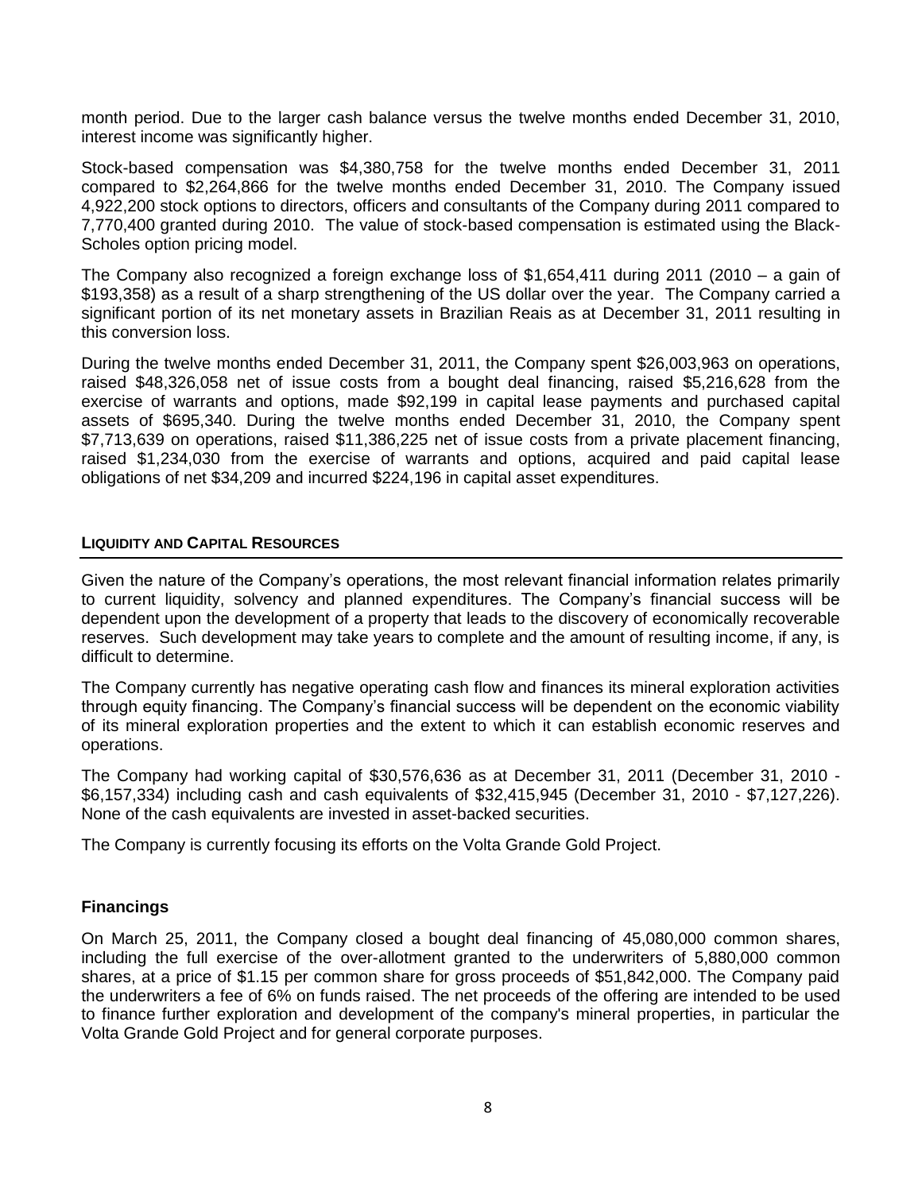month period. Due to the larger cash balance versus the twelve months ended December 31, 2010, interest income was significantly higher.

Stock-based compensation was $4,380,758 for the twelve months ended December 31, 2011 compared to $2,264,866 for the twelve months ended December 31, 2010. The Company issued 4,922,200 stock options to directors, officers and consultants of the Company during 2011 compared to 7,770,400 granted during 2010. The value of stock-based compensation is estimated using the Black-Scholes option pricing model.

The Company also recognized a foreign exchange loss of $1,654,411 during 2011 (2010 – a gain of $193,358) as a result of a sharp strengthening of the US dollar over the year. The Company carried a significant portion of its net monetary assets in Brazilian Reais as at December 31, 2011 resulting in this conversion loss.

During the twelve months ended December 31, 2011, the Company spent $26,003,963 on operations, raised $48,326,058 net of issue costs from a bought deal financing, raised $5,216,628 from the exercise of warrants and options, made $92,199 in capital lease payments and purchased capital assets of $695,340. During the twelve months ended December 31, 2010, the Company spent $7,713,639 on operations, raised $11,386,225 net of issue costs from a private placement financing, raised $1,234,030 from the exercise of warrants and options, acquired and paid capital lease obligations of net $34,209 and incurred $224,196 in capital asset expenditures.

## LIQUIDITY AND CAPITAL RESOURCES

Given the nature of the Company's operations, the most relevant financial information relates primarily to current liquidity, solvency and planned expenditures. The Company's financial success will be dependent upon the development of a property that leads to the discovery of economically recoverable reserves. Such development may take years to complete and the amount of resulting income, if any, is difficult to determine.

The Company currently has negative operating cash flow and finances its mineral exploration activities through equity financing. The Company's financial success will be dependent on the economic viability of its mineral exploration properties and the extent to which it can establish economic reserves and operations.

The Company had working capital of $30,576,636 as at December 31, 2011 (December 31, 2010 - $6,157,334) including cash and cash equivalents of $32,415,945 (December 31, 2010 - $7,127,226). None of the cash equivalents are invested in asset-backed securities.

The Company is currently focusing its efforts on the Volta Grande Gold Project.

### Financings

On March 25, 2011, the Company closed a bought deal financing of 45,080,000 common shares, including the full exercise of the over-allotment granted to the underwriters of 5,880,000 common shares, at a price of $1.15 per common share for gross proceeds of $51,842,000. The Company paid the underwriters a fee of 6% on funds raised. The net proceeds of the offering are intended to be used to finance further exploration and development of the company's mineral properties, in particular the Volta Grande Gold Project and for general corporate purposes.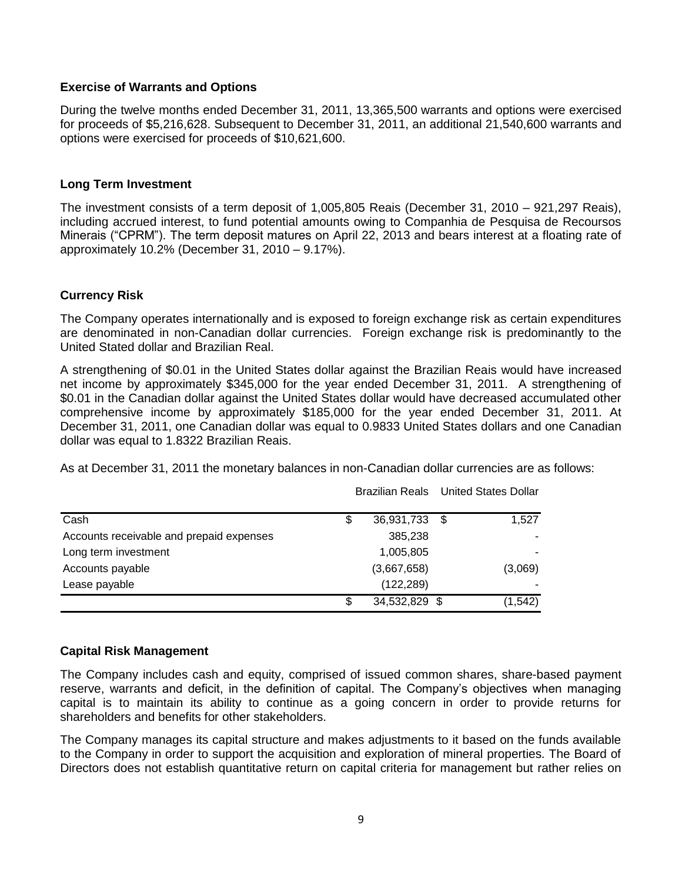## Exercise of Warrants and Options

During the twelve months ended December 31, 2011, 13,365,500 warrants and options were exercised for proceeds of $5,216,628. Subsequent to December 31, 2011, an additional 21,540,600 warrants and options were exercised for proceeds of $10,621,600.

## Long Term Investment

The investment consists of a term deposit of 1,005,805 Reais (December 31, 2010 – 921,297 Reais), including accrued interest, to fund potential amounts owing to Companhia de Pesquisa de Recoursos Minerais ("CPRM"). The term deposit matures on April 22, 2013 and bears interest at a floating rate of approximately 10.2% (December 31, 2010 – 9.17%).

## Currency Risk

The Company operates internationally and is exposed to foreign exchange risk as certain expenditures are denominated in non-Canadian dollar currencies. Foreign exchange risk is predominantly to the United Stated dollar and Brazilian Real.

A strengthening of $0.01 in the United States dollar against the Brazilian Reais would have increased net income by approximately $345,000 for the year ended December 31, 2011. A strengthening of $0.01 in the Canadian dollar against the United States dollar would have decreased accumulated other comprehensive income by approximately $185,000 for the year ended December 31, 2011. At December 31, 2011, one Canadian dollar was equal to 0.9833 United States dollars and one Canadian dollar was equal to 1.8322 Brazilian Reais.

As at December 31, 2011 the monetary balances in non-Canadian dollar currencies are as follows:

| | Brazilian Reals | United States Dollar |
|---|---|---|
| Cash | $ 36,931,733 | $ 1,527 |
| Accounts receivable and prepaid expenses | 385,238 | - |
| Long term investment | 1,005,805 | - |
| Accounts payable | (3,667,658) | (3,069) |
| Lease payable | (122,289) | - |
| | $ 34,532,829 | $ (1,542) |

## Capital Risk Management

The Company includes cash and equity, comprised of issued common shares, share-based payment reserve, warrants and deficit, in the definition of capital. The Company's objectives when managing capital is to maintain its ability to continue as a going concern in order to provide returns for shareholders and benefits for other stakeholders.

The Company manages its capital structure and makes adjustments to it based on the funds available to the Company in order to support the acquisition and exploration of mineral properties. The Board of Directors does not establish quantitative return on capital criteria for management but rather relies on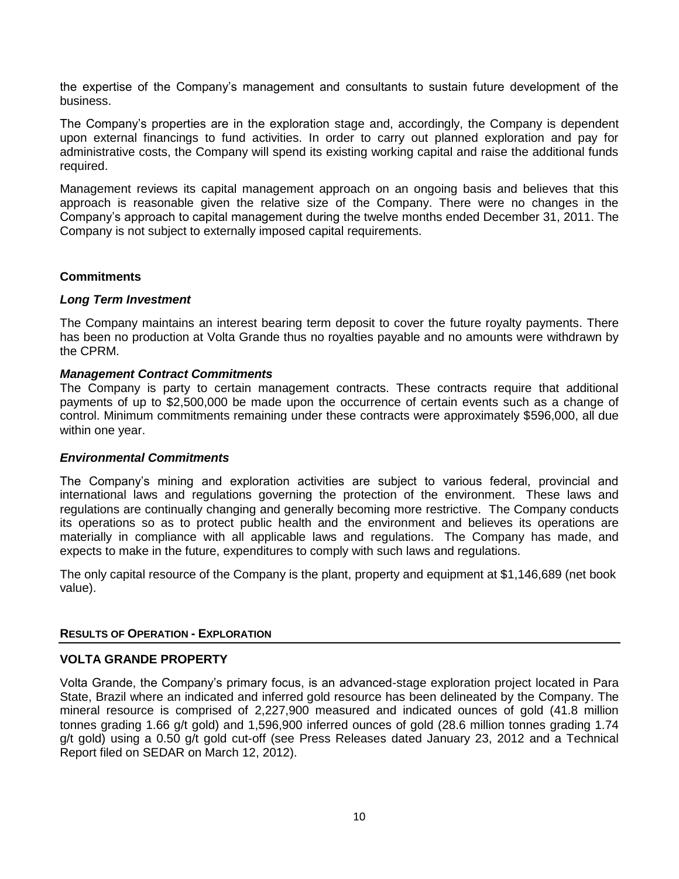the expertise of the Company's management and consultants to sustain future development of the business.

The Company's properties are in the exploration stage and, accordingly, the Company is dependent upon external financings to fund activities. In order to carry out planned exploration and pay for administrative costs, the Company will spend its existing working capital and raise the additional funds required.

Management reviews its capital management approach on an ongoing basis and believes that this approach is reasonable given the relative size of the Company. There were no changes in the Company's approach to capital management during the twelve months ended December 31, 2011. The Company is not subject to externally imposed capital requirements.

### Commitments

#### *Long Term Investment*

The Company maintains an interest bearing term deposit to cover the future royalty payments. There has been no production at Volta Grande thus no royalties payable and no amounts were withdrawn by the CPRM.

#### *Management Contract Commitments*

The Company is party to certain management contracts. These contracts require that additional payments of up to $2,500,000 be made upon the occurrence of certain events such as a change of control. Minimum commitments remaining under these contracts were approximately $596,000, all due within one year.

#### *Environmental Commitments*

The Company's mining and exploration activities are subject to various federal, provincial and international laws and regulations governing the protection of the environment. These laws and regulations are continually changing and generally becoming more restrictive. The Company conducts its operations so as to protect public health and the environment and believes its operations are materially in compliance with all applicable laws and regulations. The Company has made, and expects to make in the future, expenditures to comply with such laws and regulations.

The only capital resource of the Company is the plant, property and equipment at $1,146,689 (net book value).

## RESULTS OF OPERATION - EXPLORATION

### VOLTA GRANDE PROPERTY

Volta Grande, the Company's primary focus, is an advanced-stage exploration project located in Para State, Brazil where an indicated and inferred gold resource has been delineated by the Company. The mineral resource is comprised of 2,227,900 measured and indicated ounces of gold (41.8 million tonnes grading 1.66 g/t gold) and 1,596,900 inferred ounces of gold (28.6 million tonnes grading 1.74 g/t gold) using a 0.50 g/t gold cut-off (see Press Releases dated January 23, 2012 and a Technical Report filed on SEDAR on March 12, 2012).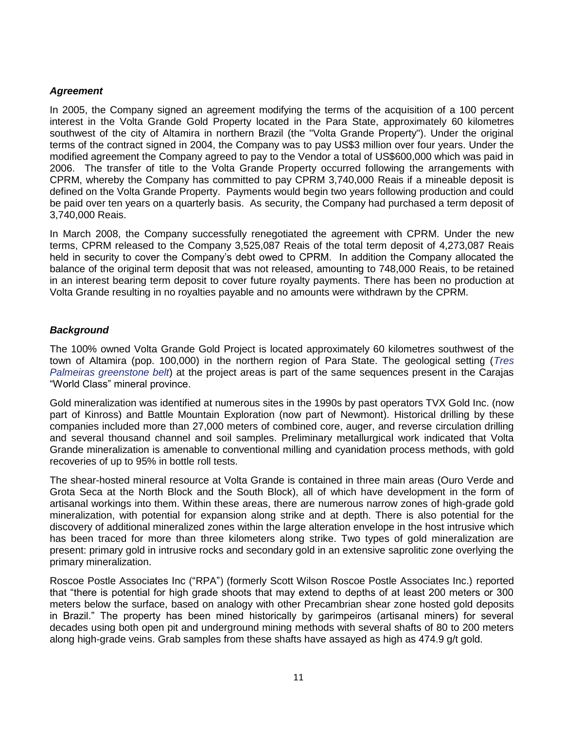### *Agreement*

In 2005, the Company signed an agreement modifying the terms of the acquisition of a 100 percent interest in the Volta Grande Gold Property located in the Para State, approximately 60 kilometres southwest of the city of Altamira in northern Brazil (the "Volta Grande Property"). Under the original terms of the contract signed in 2004, the Company was to pay US$3 million over four years. Under the modified agreement the Company agreed to pay to the Vendor a total of US$600,000 which was paid in 2006. The transfer of title to the Volta Grande Property occurred following the arrangements with CPRM, whereby the Company has committed to pay CPRM 3,740,000 Reais if a mineable deposit is defined on the Volta Grande Property. Payments would begin two years following production and could be paid over ten years on a quarterly basis. As security, the Company had purchased a term deposit of 3,740,000 Reais.

In March 2008, the Company successfully renegotiated the agreement with CPRM. Under the new terms, CPRM released to the Company 3,525,087 Reais of the total term deposit of 4,273,087 Reais held in security to cover the Company's debt owed to CPRM. In addition the Company allocated the balance of the original term deposit that was not released, amounting to 748,000 Reais, to be retained in an interest bearing term deposit to cover future royalty payments. There has been no production at Volta Grande resulting in no royalties payable and no amounts were withdrawn by the CPRM.

### *Background*

The 100% owned Volta Grande Gold Project is located approximately 60 kilometres southwest of the town of Altamira (pop. 100,000) in the northern region of Para State. The geological setting (*Tres Palmeiras greenstone belt*) at the project areas is part of the same sequences present in the Carajas "World Class" mineral province.

Gold mineralization was identified at numerous sites in the 1990s by past operators TVX Gold Inc. (now part of Kinross) and Battle Mountain Exploration (now part of Newmont). Historical drilling by these companies included more than 27,000 meters of combined core, auger, and reverse circulation drilling and several thousand channel and soil samples. Preliminary metallurgical work indicated that Volta Grande mineralization is amenable to conventional milling and cyanidation process methods, with gold recoveries of up to 95% in bottle roll tests.

The shear-hosted mineral resource at Volta Grande is contained in three main areas (Ouro Verde and Grota Seca at the North Block and the South Block), all of which have development in the form of artisanal workings into them. Within these areas, there are numerous narrow zones of high-grade gold mineralization, with potential for expansion along strike and at depth. There is also potential for the discovery of additional mineralized zones within the large alteration envelope in the host intrusive which has been traced for more than three kilometers along strike. Two types of gold mineralization are present: primary gold in intrusive rocks and secondary gold in an extensive saprolitic zone overlying the primary mineralization.

Roscoe Postle Associates Inc ("RPA") (formerly Scott Wilson Roscoe Postle Associates Inc.) reported that "there is potential for high grade shoots that may extend to depths of at least 200 meters or 300 meters below the surface, based on analogy with other Precambrian shear zone hosted gold deposits in Brazil." The property has been mined historically by garimpeiros (artisanal miners) for several decades using both open pit and underground mining methods with several shafts of 80 to 200 meters along high-grade veins. Grab samples from these shafts have assayed as high as 474.9 g/t gold.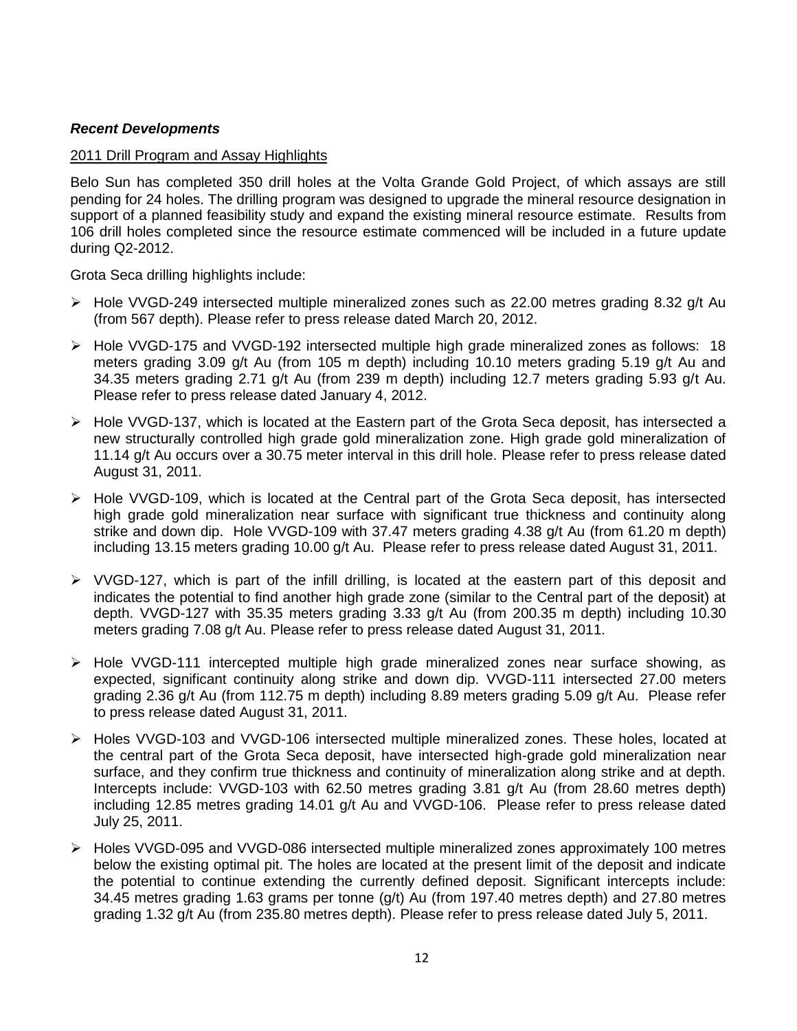***Recent Developments***

2011 Drill Program and Assay Highlights

Belo Sun has completed 350 drill holes at the Volta Grande Gold Project, of which assays are still pending for 24 holes. The drilling program was designed to upgrade the mineral resource designation in support of a planned feasibility study and expand the existing mineral resource estimate. Results from 106 drill holes completed since the resource estimate commenced will be included in a future update during Q2-2012.

Grota Seca drilling highlights include:

- Hole VVGD-249 intersected multiple mineralized zones such as 22.00 metres grading 8.32 g/t Au (from 567 depth). Please refer to press release dated March 20, 2012.
- Hole VVGD-175 and VVGD-192 intersected multiple high grade mineralized zones as follows: 18 meters grading 3.09 g/t Au (from 105 m depth) including 10.10 meters grading 5.19 g/t Au and 34.35 meters grading 2.71 g/t Au (from 239 m depth) including 12.7 meters grading 5.93 g/t Au. Please refer to press release dated January 4, 2012.
- Hole VVGD-137, which is located at the Eastern part of the Grota Seca deposit, has intersected a new structurally controlled high grade gold mineralization zone. High grade gold mineralization of 11.14 g/t Au occurs over a 30.75 meter interval in this drill hole. Please refer to press release dated August 31, 2011.
- Hole VVGD-109, which is located at the Central part of the Grota Seca deposit, has intersected high grade gold mineralization near surface with significant true thickness and continuity along strike and down dip. Hole VVGD-109 with 37.47 meters grading 4.38 g/t Au (from 61.20 m depth) including 13.15 meters grading 10.00 g/t Au. Please refer to press release dated August 31, 2011.
- VVGD-127, which is part of the infill drilling, is located at the eastern part of this deposit and indicates the potential to find another high grade zone (similar to the Central part of the deposit) at depth. VVGD-127 with 35.35 meters grading 3.33 g/t Au (from 200.35 m depth) including 10.30 meters grading 7.08 g/t Au. Please refer to press release dated August 31, 2011.
- Hole VVGD-111 intercepted multiple high grade mineralized zones near surface showing, as expected, significant continuity along strike and down dip. VVGD-111 intersected 27.00 meters grading 2.36 g/t Au (from 112.75 m depth) including 8.89 meters grading 5.09 g/t Au. Please refer to press release dated August 31, 2011.
- Holes VVGD-103 and VVGD-106 intersected multiple mineralized zones. These holes, located at the central part of the Grota Seca deposit, have intersected high-grade gold mineralization near surface, and they confirm true thickness and continuity of mineralization along strike and at depth. Intercepts include: VVGD-103 with 62.50 metres grading 3.81 g/t Au (from 28.60 metres depth) including 12.85 metres grading 14.01 g/t Au and VVGD-106. Please refer to press release dated July 25, 2011.
- Holes VVGD-095 and VVGD-086 intersected multiple mineralized zones approximately 100 metres below the existing optimal pit. The holes are located at the present limit of the deposit and indicate the potential to continue extending the currently defined deposit. Significant intercepts include: 34.45 metres grading 1.63 grams per tonne (g/t) Au (from 197.40 metres depth) and 27.80 metres grading 1.32 g/t Au (from 235.80 metres depth). Please refer to press release dated July 5, 2011.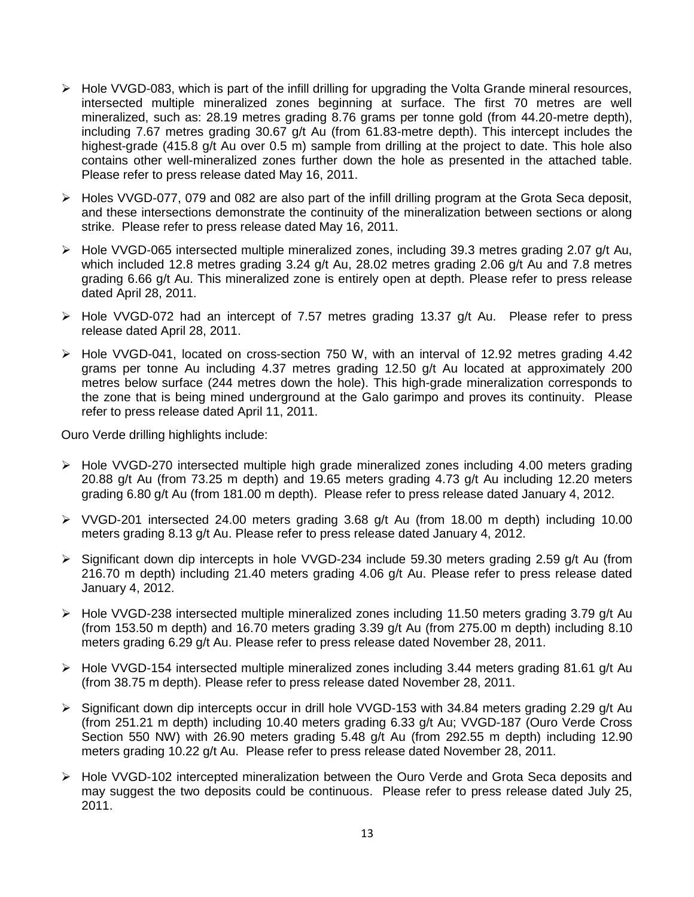- Hole VVGD-083, which is part of the infill drilling for upgrading the Volta Grande mineral resources, intersected multiple mineralized zones beginning at surface. The first 70 metres are well mineralized, such as: 28.19 metres grading 8.76 grams per tonne gold (from 44.20-metre depth), including 7.67 metres grading 30.67 g/t Au (from 61.83-metre depth). This intercept includes the highest-grade (415.8 g/t Au over 0.5 m) sample from drilling at the project to date. This hole also contains other well-mineralized zones further down the hole as presented in the attached table. Please refer to press release dated May 16, 2011.
- Holes VVGD-077, 079 and 082 are also part of the infill drilling program at the Grota Seca deposit, and these intersections demonstrate the continuity of the mineralization between sections or along strike. Please refer to press release dated May 16, 2011.
- Hole VVGD-065 intersected multiple mineralized zones, including 39.3 metres grading 2.07 g/t Au, which included 12.8 metres grading 3.24 g/t Au, 28.02 metres grading 2.06 g/t Au and 7.8 metres grading 6.66 g/t Au. This mineralized zone is entirely open at depth. Please refer to press release dated April 28, 2011.
- Hole VVGD-072 had an intercept of 7.57 metres grading 13.37 g/t Au. Please refer to press release dated April 28, 2011.
- Hole VVGD-041, located on cross-section 750 W, with an interval of 12.92 metres grading 4.42 grams per tonne Au including 4.37 metres grading 12.50 g/t Au located at approximately 200 metres below surface (244 metres down the hole). This high-grade mineralization corresponds to the zone that is being mined underground at the Galo garimpo and proves its continuity. Please refer to press release dated April 11, 2011.

Ouro Verde drilling highlights include:

- Hole VVGD-270 intersected multiple high grade mineralized zones including 4.00 meters grading 20.88 g/t Au (from 73.25 m depth) and 19.65 meters grading 4.73 g/t Au including 12.20 meters grading 6.80 g/t Au (from 181.00 m depth). Please refer to press release dated January 4, 2012.
- VVGD-201 intersected 24.00 meters grading 3.68 g/t Au (from 18.00 m depth) including 10.00 meters grading 8.13 g/t Au. Please refer to press release dated January 4, 2012.
- Significant down dip intercepts in hole VVGD-234 include 59.30 meters grading 2.59 g/t Au (from 216.70 m depth) including 21.40 meters grading 4.06 g/t Au. Please refer to press release dated January 4, 2012.
- Hole VVGD-238 intersected multiple mineralized zones including 11.50 meters grading 3.79 g/t Au (from 153.50 m depth) and 16.70 meters grading 3.39 g/t Au (from 275.00 m depth) including 8.10 meters grading 6.29 g/t Au. Please refer to press release dated November 28, 2011.
- Hole VVGD-154 intersected multiple mineralized zones including 3.44 meters grading 81.61 g/t Au (from 38.75 m depth). Please refer to press release dated November 28, 2011.
- Significant down dip intercepts occur in drill hole VVGD-153 with 34.84 meters grading 2.29 g/t Au (from 251.21 m depth) including 10.40 meters grading 6.33 g/t Au; VVGD-187 (Ouro Verde Cross Section 550 NW) with 26.90 meters grading 5.48 g/t Au (from 292.55 m depth) including 12.90 meters grading 10.22 g/t Au. Please refer to press release dated November 28, 2011.
- Hole VVGD-102 intercepted mineralization between the Ouro Verde and Grota Seca deposits and may suggest the two deposits could be continuous. Please refer to press release dated July 25, 2011.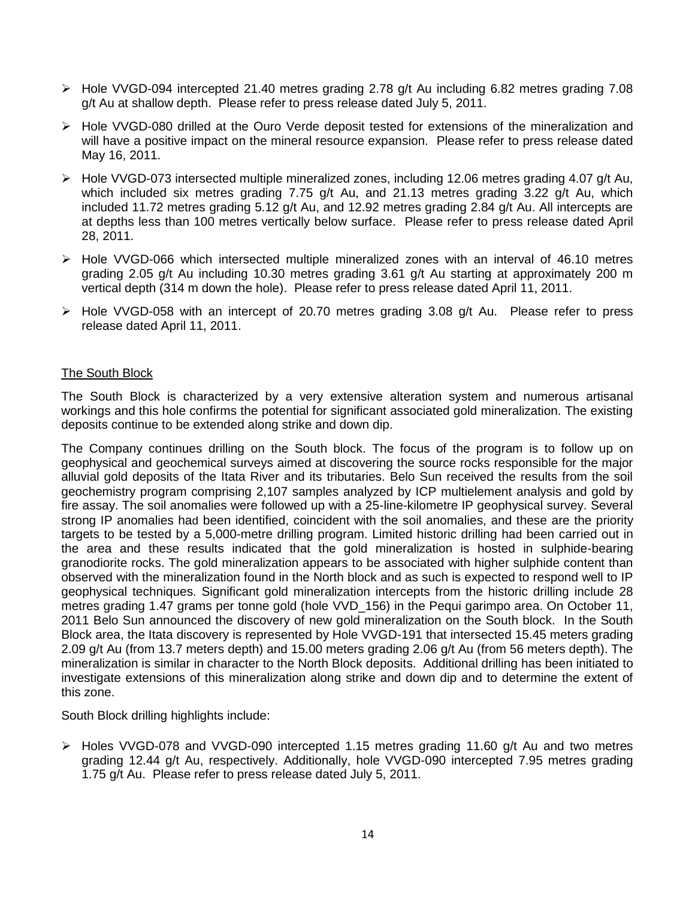- Hole VVGD-094 intercepted 21.40 metres grading 2.78 g/t Au including 6.82 metres grading 7.08 g/t Au at shallow depth. Please refer to press release dated July 5, 2011.
- Hole VVGD-080 drilled at the Ouro Verde deposit tested for extensions of the mineralization and will have a positive impact on the mineral resource expansion. Please refer to press release dated May 16, 2011.
- Hole VVGD-073 intersected multiple mineralized zones, including 12.06 metres grading 4.07 g/t Au, which included six metres grading 7.75 g/t Au, and 21.13 metres grading 3.22 g/t Au, which included 11.72 metres grading 5.12 g/t Au, and 12.92 metres grading 2.84 g/t Au. All intercepts are at depths less than 100 metres vertically below surface. Please refer to press release dated April 28, 2011.
- Hole VVGD-066 which intersected multiple mineralized zones with an interval of 46.10 metres grading 2.05 g/t Au including 10.30 metres grading 3.61 g/t Au starting at approximately 200 m vertical depth (314 m down the hole). Please refer to press release dated April 11, 2011.
- Hole VVGD-058 with an intercept of 20.70 metres grading 3.08 g/t Au. Please refer to press release dated April 11, 2011.

## The South Block

The South Block is characterized by a very extensive alteration system and numerous artisanal workings and this hole confirms the potential for significant associated gold mineralization. The existing deposits continue to be extended along strike and down dip.

The Company continues drilling on the South block. The focus of the program is to follow up on geophysical and geochemical surveys aimed at discovering the source rocks responsible for the major alluvial gold deposits of the Itata River and its tributaries. Belo Sun received the results from the soil geochemistry program comprising 2,107 samples analyzed by ICP multielement analysis and gold by fire assay. The soil anomalies were followed up with a 25-line-kilometre IP geophysical survey. Several strong IP anomalies had been identified, coincident with the soil anomalies, and these are the priority targets to be tested by a 5,000-metre drilling program. Limited historic drilling had been carried out in the area and these results indicated that the gold mineralization is hosted in sulphide-bearing granodiorite rocks. The gold mineralization appears to be associated with higher sulphide content than observed with the mineralization found in the North block and as such is expected to respond well to IP geophysical techniques. Significant gold mineralization intercepts from the historic drilling include 28 metres grading 1.47 grams per tonne gold (hole VVD_156) in the Pequi garimpo area. On October 11, 2011 Belo Sun announced the discovery of new gold mineralization on the South block. In the South Block area, the Itata discovery is represented by Hole VVGD-191 that intersected 15.45 meters grading 2.09 g/t Au (from 13.7 meters depth) and 15.00 meters grading 2.06 g/t Au (from 56 meters depth). The mineralization is similar in character to the North Block deposits. Additional drilling has been initiated to investigate extensions of this mineralization along strike and down dip and to determine the extent of this zone.

South Block drilling highlights include:

- Holes VVGD-078 and VVGD-090 intercepted 1.15 metres grading 11.60 g/t Au and two metres grading 12.44 g/t Au, respectively. Additionally, hole VVGD-090 intercepted 7.95 metres grading 1.75 g/t Au. Please refer to press release dated July 5, 2011.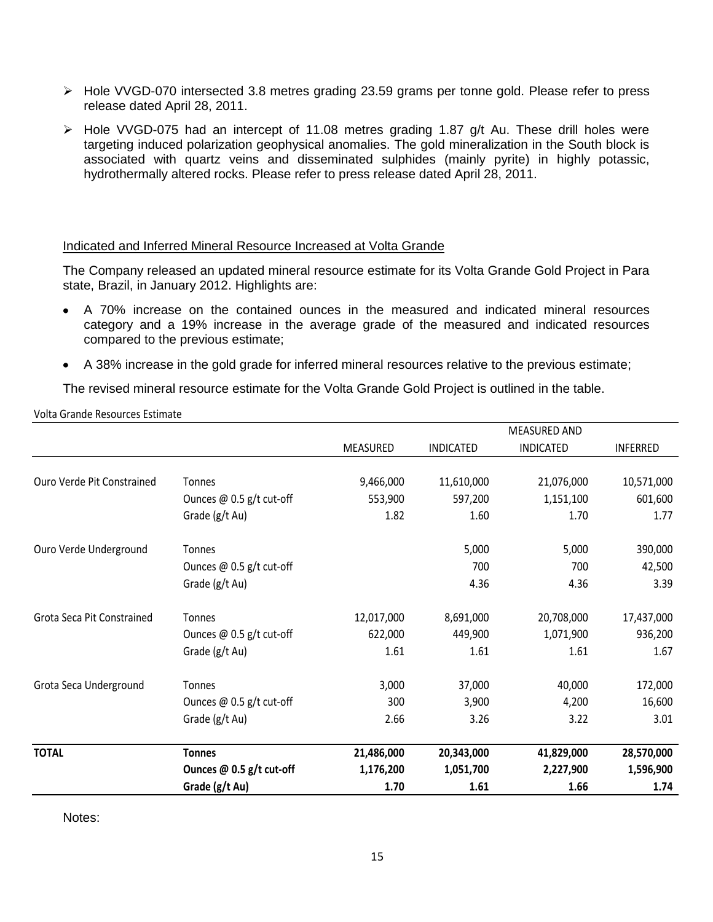- Hole VVGD-070 intersected 3.8 metres grading 23.59 grams per tonne gold. Please refer to press release dated April 28, 2011.
- Hole VVGD-075 had an intercept of 11.08 metres grading 1.87 g/t Au. These drill holes were targeting induced polarization geophysical anomalies. The gold mineralization in the South block is associated with quartz veins and disseminated sulphides (mainly pyrite) in highly potassic, hydrothermally altered rocks. Please refer to press release dated April 28, 2011.

Indicated and Inferred Mineral Resource Increased at Volta Grande

The Company released an updated mineral resource estimate for its Volta Grande Gold Project in Para state, Brazil, in January 2012. Highlights are:

- A 70% increase on the contained ounces in the measured and indicated mineral resources category and a 19% increase in the average grade of the measured and indicated resources compared to the previous estimate;
- A 38% increase in the gold grade for inferred mineral resources relative to the previous estimate;

The revised mineral resource estimate for the Volta Grande Gold Project is outlined in the table.

Volta Grande Resources Estimate

| | | MEASURED | INDICATED | MEASURED AND INDICATED | INFERRED |
|---|---|---|---|---|---|
| Ouro Verde Pit Constrained | Tonnes | 9,466,000 | 11,610,000 | 21,076,000 | 10,571,000 |
| | Ounces @ 0.5 g/t cut-off | 553,900 | 597,200 | 1,151,100 | 601,600 |
| | Grade (g/t Au) | 1.82 | 1.60 | 1.70 | 1.77 |
| Ouro Verde Underground | Tonnes | | 5,000 | 5,000 | 390,000 |
| | Ounces @ 0.5 g/t cut-off | | 700 | 700 | 42,500 |
| | Grade (g/t Au) | | 4.36 | 4.36 | 3.39 |
| Grota Seca Pit Constrained | Tonnes | 12,017,000 | 8,691,000 | 20,708,000 | 17,437,000 |
| | Ounces @ 0.5 g/t cut-off | 622,000 | 449,900 | 1,071,900 | 936,200 |
| | Grade (g/t Au) | 1.61 | 1.61 | 1.61 | 1.67 |
| Grota Seca Underground | Tonnes | 3,000 | 37,000 | 40,000 | 172,000 |
| | Ounces @ 0.5 g/t cut-off | 300 | 3,900 | 4,200 | 16,600 |
| | Grade (g/t Au) | 2.66 | 3.26 | 3.22 | 3.01 |
| **TOTAL** | **Tonnes** | **21,486,000** | **20,343,000** | **41,829,000** | **28,570,000** |
| | **Ounces @ 0.5 g/t cut-off** | **1,176,200** | **1,051,700** | **2,227,900** | **1,596,900** |
| | **Grade (g/t Au)** | **1.70** | **1.61** | **1.66** | **1.74** |

Notes: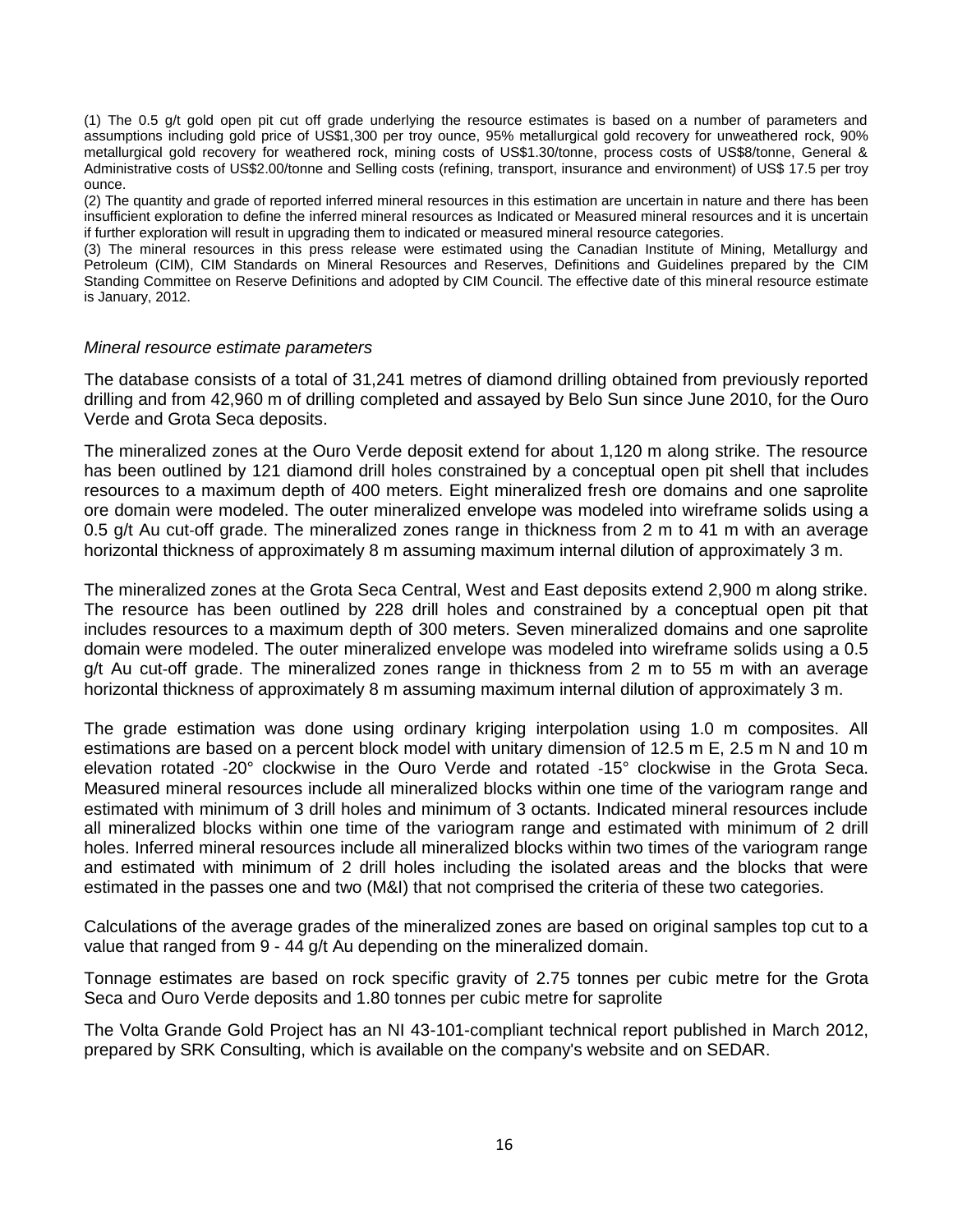(1) The 0.5 g/t gold open pit cut off grade underlying the resource estimates is based on a number of parameters and assumptions including gold price of US$1,300 per troy ounce, 95% metallurgical gold recovery for unweathered rock, 90% metallurgical gold recovery for weathered rock, mining costs of US$1.30/tonne, process costs of US$8/tonne, General & Administrative costs of US$2.00/tonne and Selling costs (refining, transport, insurance and environment) of US$ 17.5 per troy ounce.

(2) The quantity and grade of reported inferred mineral resources in this estimation are uncertain in nature and there has been insufficient exploration to define the inferred mineral resources as Indicated or Measured mineral resources and it is uncertain if further exploration will result in upgrading them to indicated or measured mineral resource categories.

(3) The mineral resources in this press release were estimated using the Canadian Institute of Mining, Metallurgy and Petroleum (CIM), CIM Standards on Mineral Resources and Reserves, Definitions and Guidelines prepared by the CIM Standing Committee on Reserve Definitions and adopted by CIM Council. The effective date of this mineral resource estimate is January, 2012.

*Mineral resource estimate parameters*

The database consists of a total of 31,241 metres of diamond drilling obtained from previously reported drilling and from 42,960 m of drilling completed and assayed by Belo Sun since June 2010, for the Ouro Verde and Grota Seca deposits.

The mineralized zones at the Ouro Verde deposit extend for about 1,120 m along strike. The resource has been outlined by 121 diamond drill holes constrained by a conceptual open pit shell that includes resources to a maximum depth of 400 meters. Eight mineralized fresh ore domains and one saprolite ore domain were modeled. The outer mineralized envelope was modeled into wireframe solids using a 0.5 g/t Au cut-off grade. The mineralized zones range in thickness from 2 m to 41 m with an average horizontal thickness of approximately 8 m assuming maximum internal dilution of approximately 3 m.

The mineralized zones at the Grota Seca Central, West and East deposits extend 2,900 m along strike. The resource has been outlined by 228 drill holes and constrained by a conceptual open pit that includes resources to a maximum depth of 300 meters. Seven mineralized domains and one saprolite domain were modeled. The outer mineralized envelope was modeled into wireframe solids using a 0.5 g/t Au cut-off grade. The mineralized zones range in thickness from 2 m to 55 m with an average horizontal thickness of approximately 8 m assuming maximum internal dilution of approximately 3 m.

The grade estimation was done using ordinary kriging interpolation using 1.0 m composites. All estimations are based on a percent block model with unitary dimension of 12.5 m E, 2.5 m N and 10 m elevation rotated -20° clockwise in the Ouro Verde and rotated -15° clockwise in the Grota Seca. Measured mineral resources include all mineralized blocks within one time of the variogram range and estimated with minimum of 3 drill holes and minimum of 3 octants. Indicated mineral resources include all mineralized blocks within one time of the variogram range and estimated with minimum of 2 drill holes. Inferred mineral resources include all mineralized blocks within two times of the variogram range and estimated with minimum of 2 drill holes including the isolated areas and the blocks that were estimated in the passes one and two (M&I) that not comprised the criteria of these two categories.

Calculations of the average grades of the mineralized zones are based on original samples top cut to a value that ranged from 9 - 44 g/t Au depending on the mineralized domain.

Tonnage estimates are based on rock specific gravity of 2.75 tonnes per cubic metre for the Grota Seca and Ouro Verde deposits and 1.80 tonnes per cubic metre for saprolite

The Volta Grande Gold Project has an NI 43-101-compliant technical report published in March 2012, prepared by SRK Consulting, which is available on the company's website and on SEDAR.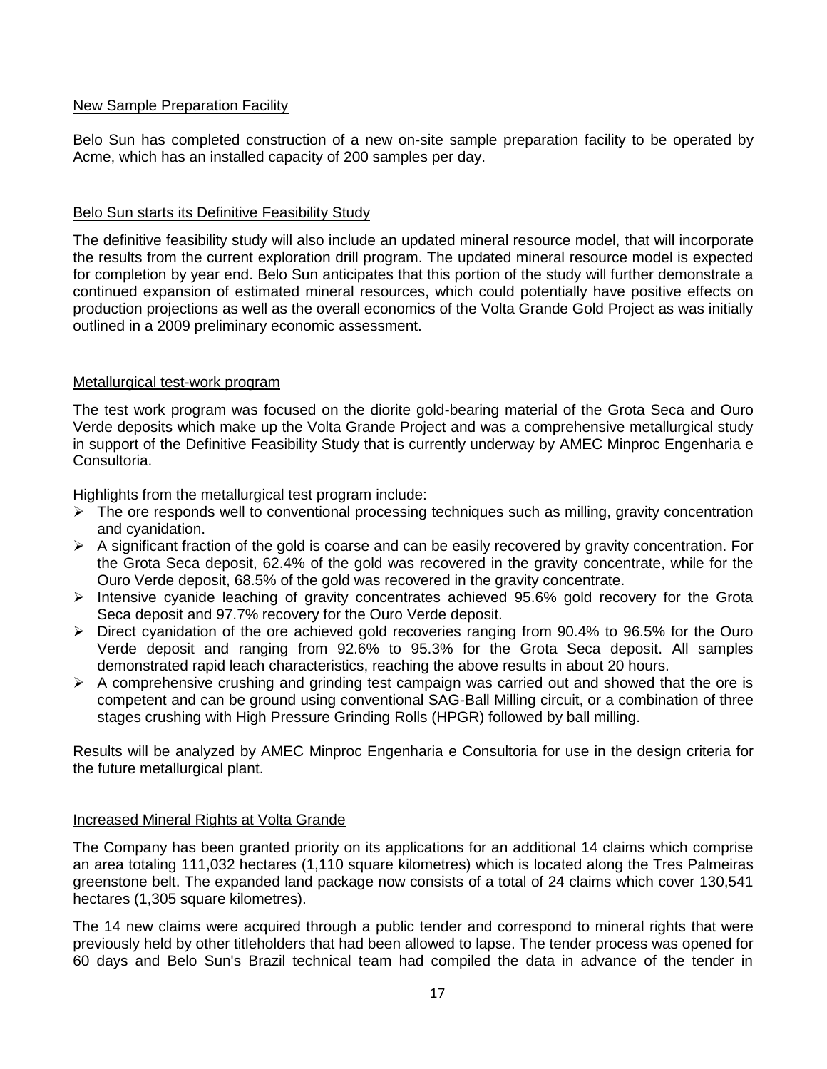## New Sample Preparation Facility

Belo Sun has completed construction of a new on-site sample preparation facility to be operated by Acme, which has an installed capacity of 200 samples per day.

## Belo Sun starts its Definitive Feasibility Study

The definitive feasibility study will also include an updated mineral resource model, that will incorporate the results from the current exploration drill program. The updated mineral resource model is expected for completion by year end. Belo Sun anticipates that this portion of the study will further demonstrate a continued expansion of estimated mineral resources, which could potentially have positive effects on production projections as well as the overall economics of the Volta Grande Gold Project as was initially outlined in a 2009 preliminary economic assessment.

## Metallurgical test-work program

The test work program was focused on the diorite gold-bearing material of the Grota Seca and Ouro Verde deposits which make up the Volta Grande Project and was a comprehensive metallurgical study in support of the Definitive Feasibility Study that is currently underway by AMEC Minproc Engenharia e Consultoria.

Highlights from the metallurgical test program include:

- The ore responds well to conventional processing techniques such as milling, gravity concentration and cyanidation.
- A significant fraction of the gold is coarse and can be easily recovered by gravity concentration. For the Grota Seca deposit, 62.4% of the gold was recovered in the gravity concentrate, while for the Ouro Verde deposit, 68.5% of the gold was recovered in the gravity concentrate.
- Intensive cyanide leaching of gravity concentrates achieved 95.6% gold recovery for the Grota Seca deposit and 97.7% recovery for the Ouro Verde deposit.
- Direct cyanidation of the ore achieved gold recoveries ranging from 90.4% to 96.5% for the Ouro Verde deposit and ranging from 92.6% to 95.3% for the Grota Seca deposit. All samples demonstrated rapid leach characteristics, reaching the above results in about 20 hours.
- A comprehensive crushing and grinding test campaign was carried out and showed that the ore is competent and can be ground using conventional SAG-Ball Milling circuit, or a combination of three stages crushing with High Pressure Grinding Rolls (HPGR) followed by ball milling.

Results will be analyzed by AMEC Minproc Engenharia e Consultoria for use in the design criteria for the future metallurgical plant.

## Increased Mineral Rights at Volta Grande

The Company has been granted priority on its applications for an additional 14 claims which comprise an area totaling 111,032 hectares (1,110 square kilometres) which is located along the Tres Palmeiras greenstone belt. The expanded land package now consists of a total of 24 claims which cover 130,541 hectares (1,305 square kilometres).

The 14 new claims were acquired through a public tender and correspond to mineral rights that were previously held by other titleholders that had been allowed to lapse. The tender process was opened for 60 days and Belo Sun's Brazil technical team had compiled the data in advance of the tender in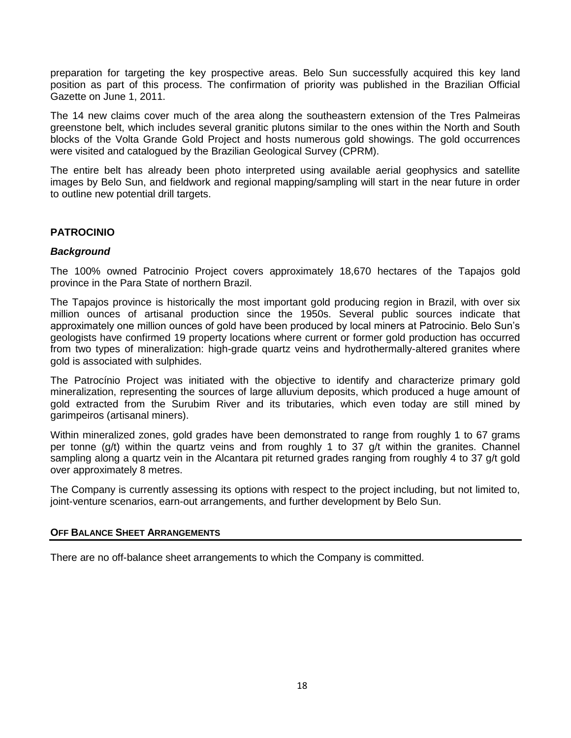preparation for targeting the key prospective areas. Belo Sun successfully acquired this key land position as part of this process. The confirmation of priority was published in the Brazilian Official Gazette on June 1, 2011.

The 14 new claims cover much of the area along the southeastern extension of the Tres Palmeiras greenstone belt, which includes several granitic plutons similar to the ones within the North and South blocks of the Volta Grande Gold Project and hosts numerous gold showings. The gold occurrences were visited and catalogued by the Brazilian Geological Survey (CPRM).

The entire belt has already been photo interpreted using available aerial geophysics and satellite images by Belo Sun, and fieldwork and regional mapping/sampling will start in the near future in order to outline new potential drill targets.

## PATROCINIO

### *Background*

The 100% owned Patrocinio Project covers approximately 18,670 hectares of the Tapajos gold province in the Para State of northern Brazil.

The Tapajos province is historically the most important gold producing region in Brazil, with over six million ounces of artisanal production since the 1950s. Several public sources indicate that approximately one million ounces of gold have been produced by local miners at Patrocinio. Belo Sun's geologists have confirmed 19 property locations where current or former gold production has occurred from two types of mineralization: high-grade quartz veins and hydrothermally-altered granites where gold is associated with sulphides.

The Patrocínio Project was initiated with the objective to identify and characterize primary gold mineralization, representing the sources of large alluvium deposits, which produced a huge amount of gold extracted from the Surubim River and its tributaries, which even today are still mined by garimpeiros (artisanal miners).

Within mineralized zones, gold grades have been demonstrated to range from roughly 1 to 67 grams per tonne (g/t) within the quartz veins and from roughly 1 to 37 g/t within the granites. Channel sampling along a quartz vein in the Alcantara pit returned grades ranging from roughly 4 to 37 g/t gold over approximately 8 metres.

The Company is currently assessing its options with respect to the project including, but not limited to, joint-venture scenarios, earn-out arrangements, and further development by Belo Sun.

## OFF BALANCE SHEET ARRANGEMENTS

There are no off-balance sheet arrangements to which the Company is committed.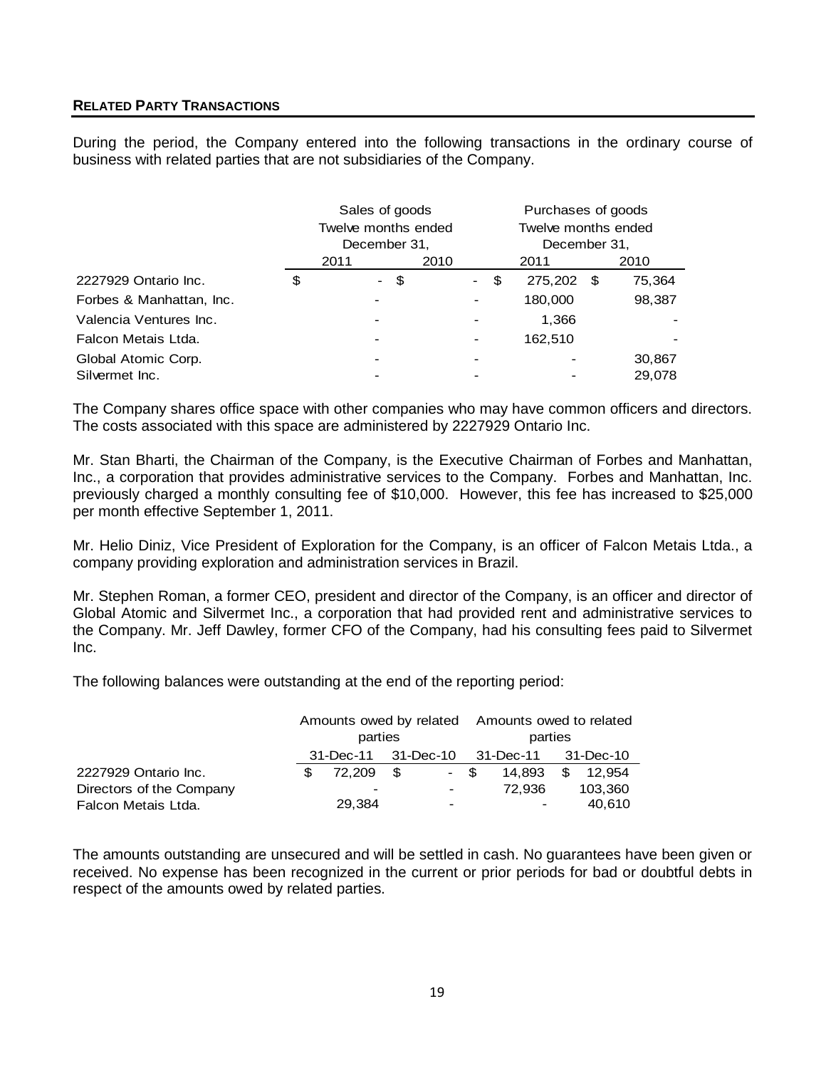## RELATED PARTY TRANSACTIONS

During the period, the Company entered into the following transactions in the ordinary course of business with related parties that are not subsidiaries of the Company.

| | Sales of goods Twelve months ended December 31, | | Purchases of goods Twelve months ended December 31, | |
|---|---|---|---|---|
| | 2011 | 2010 | 2011 | 2010 |
| 2227929 Ontario Inc. | $ - | $ - | $ 275,202 | $ 75,364 |
| Forbes & Manhattan, Inc. | - | - | 180,000 | 98,387 |
| Valencia Ventures Inc. | - | - | 1,366 | - |
| Falcon Metais Ltda. | - | - | 162,510 | - |
| Global Atomic Corp. | - | - | - | 30,867 |
| Silvermet Inc. | - | - | - | 29,078 |

The Company shares office space with other companies who may have common officers and directors. The costs associated with this space are administered by 2227929 Ontario Inc.

Mr. Stan Bharti, the Chairman of the Company, is the Executive Chairman of Forbes and Manhattan, Inc., a corporation that provides administrative services to the Company. Forbes and Manhattan, Inc. previously charged a monthly consulting fee of $10,000. However, this fee has increased to $25,000 per month effective September 1, 2011.

Mr. Helio Diniz, Vice President of Exploration for the Company, is an officer of Falcon Metais Ltda., a company providing exploration and administration services in Brazil.

Mr. Stephen Roman, a former CEO, president and director of the Company, is an officer and director of Global Atomic and Silvermet Inc., a corporation that had provided rent and administrative services to the Company. Mr. Jeff Dawley, former CFO of the Company, had his consulting fees paid to Silvermet Inc.

The following balances were outstanding at the end of the reporting period:

| | Amounts owed by related parties | | Amounts owed to related parties | |
|---|---|---|---|---|
| | 31-Dec-11 | 31-Dec-10 | 31-Dec-11 | 31-Dec-10 |
| 2227929 Ontario Inc. | $ 72,209 | $ - | $ 14,893 | $ 12,954 |
| Directors of the Company | - | - | 72,936 | 103,360 |
| Falcon Metais Ltda. | 29,384 | - | - | 40,610 |

The amounts outstanding are unsecured and will be settled in cash. No guarantees have been given or received. No expense has been recognized in the current or prior periods for bad or doubtful debts in respect of the amounts owed by related parties.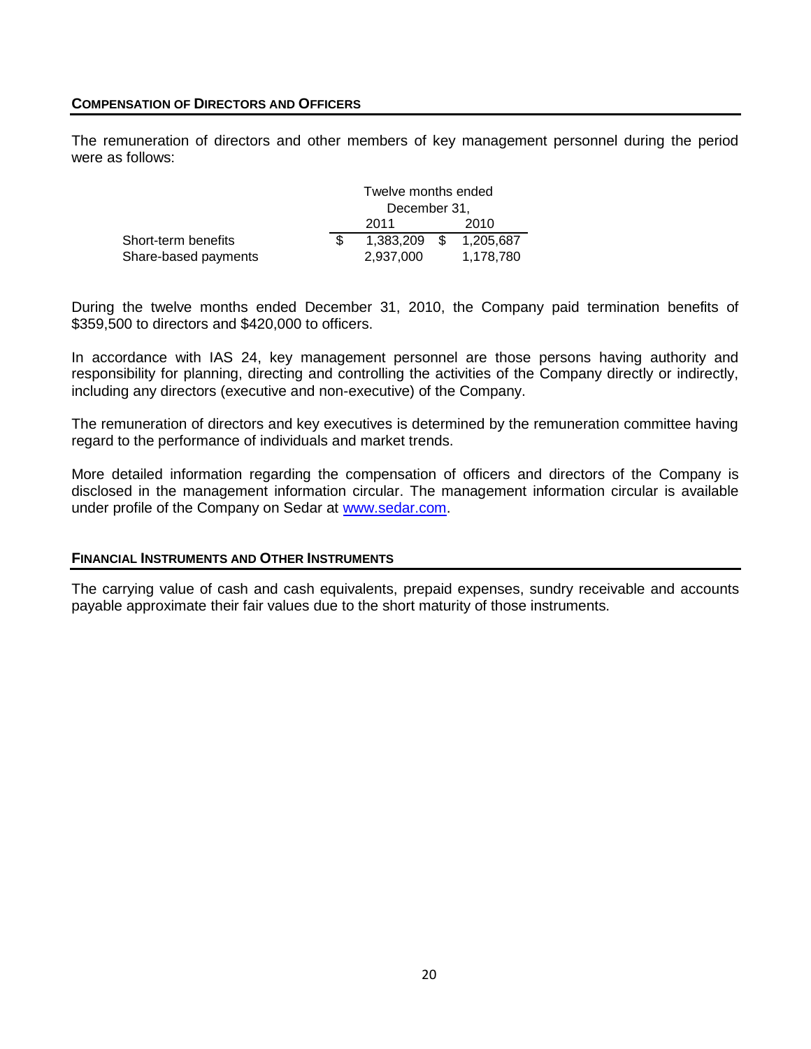## COMPENSATION OF DIRECTORS AND OFFICERS

The remuneration of directors and other members of key management personnel during the period were as follows:

| | Twelve months ended December 31, | |
|---|---|---|
| | 2011 | 2010 |
| Short-term benefits | $ 1,383,209 | $ 1,205,687 |
| Share-based payments | 2,937,000 | 1,178,780 |

During the twelve months ended December 31, 2010, the Company paid termination benefits of $359,500 to directors and $420,000 to officers.

In accordance with IAS 24, key management personnel are those persons having authority and responsibility for planning, directing and controlling the activities of the Company directly or indirectly, including any directors (executive and non-executive) of the Company.

The remuneration of directors and key executives is determined by the remuneration committee having regard to the performance of individuals and market trends.

More detailed information regarding the compensation of officers and directors of the Company is disclosed in the management information circular. The management information circular is available under profile of the Company on Sedar at www.sedar.com.

## FINANCIAL INSTRUMENTS AND OTHER INSTRUMENTS

The carrying value of cash and cash equivalents, prepaid expenses, sundry receivable and accounts payable approximate their fair values due to the short maturity of those instruments.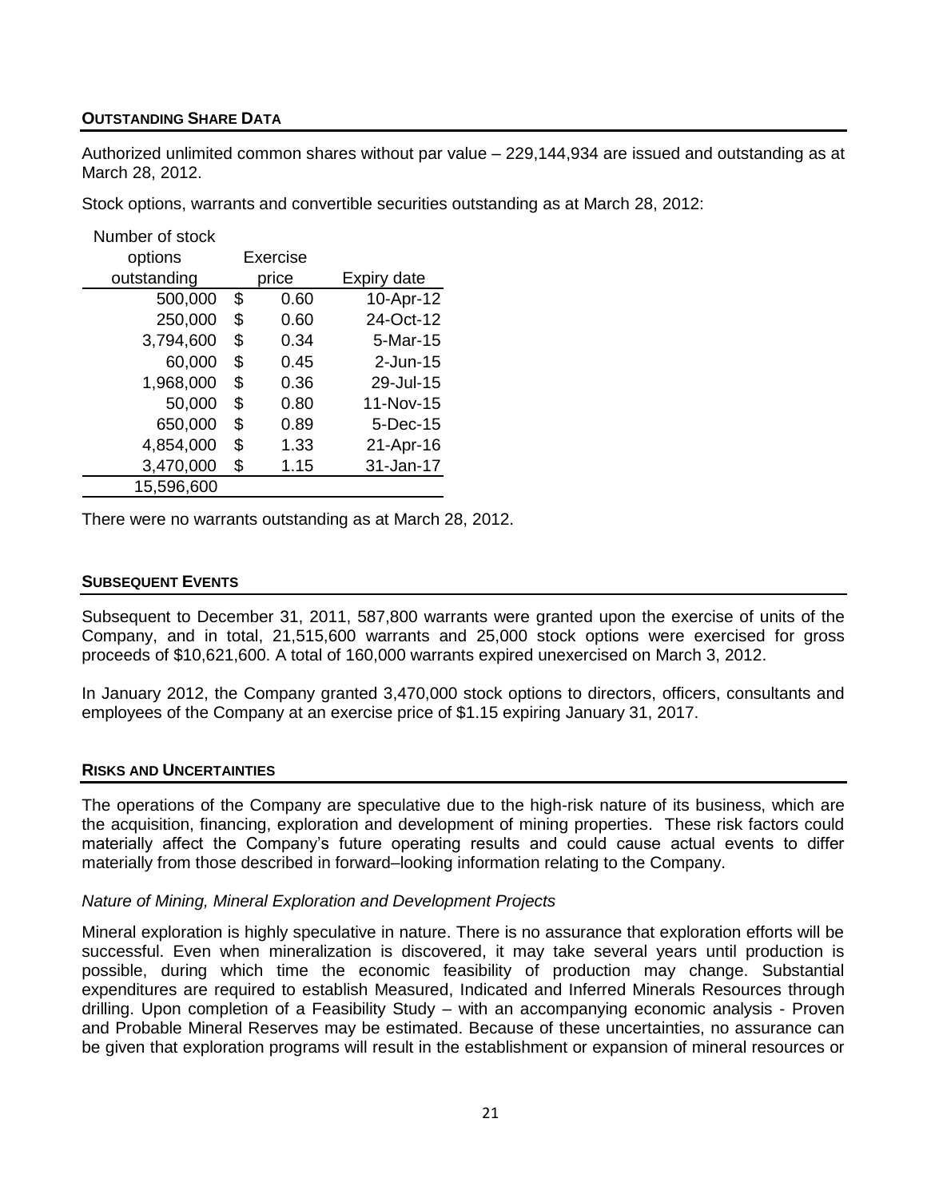## OUTSTANDING SHARE DATA

Authorized unlimited common shares without par value – 229,144,934 are issued and outstanding as at March 28, 2012.

Stock options, warrants and convertible securities outstanding as at March 28, 2012:

| Number of stock options outstanding | Exercise price | Expiry date |
|---|---|---|
| 500,000 | $ 0.60 | 10-Apr-12 |
| 250,000 | $ 0.60 | 24-Oct-12 |
| 3,794,600 | $ 0.34 | 5-Mar-15 |
| 60,000 | $ 0.45 | 2-Jun-15 |
| 1,968,000 | $ 0.36 | 29-Jul-15 |
| 50,000 | $ 0.80 | 11-Nov-15 |
| 650,000 | $ 0.89 | 5-Dec-15 |
| 4,854,000 | $ 1.33 | 21-Apr-16 |
| 3,470,000 | $ 1.15 | 31-Jan-17 |
| 15,596,600 | | |

There were no warrants outstanding as at March 28, 2012.

## SUBSEQUENT EVENTS

Subsequent to December 31, 2011, 587,800 warrants were granted upon the exercise of units of the Company, and in total, 21,515,600 warrants and 25,000 stock options were exercised for gross proceeds of $10,621,600. A total of 160,000 warrants expired unexercised on March 3, 2012.

In January 2012, the Company granted 3,470,000 stock options to directors, officers, consultants and employees of the Company at an exercise price of $1.15 expiring January 31, 2017.

## RISKS AND UNCERTAINTIES

The operations of the Company are speculative due to the high-risk nature of its business, which are the acquisition, financing, exploration and development of mining properties. These risk factors could materially affect the Company's future operating results and could cause actual events to differ materially from those described in forward–looking information relating to the Company.

*Nature of Mining, Mineral Exploration and Development Projects*

Mineral exploration is highly speculative in nature. There is no assurance that exploration efforts will be successful. Even when mineralization is discovered, it may take several years until production is possible, during which time the economic feasibility of production may change. Substantial expenditures are required to establish Measured, Indicated and Inferred Minerals Resources through drilling. Upon completion of a Feasibility Study – with an accompanying economic analysis - Proven and Probable Mineral Reserves may be estimated. Because of these uncertainties, no assurance can be given that exploration programs will result in the establishment or expansion of mineral resources or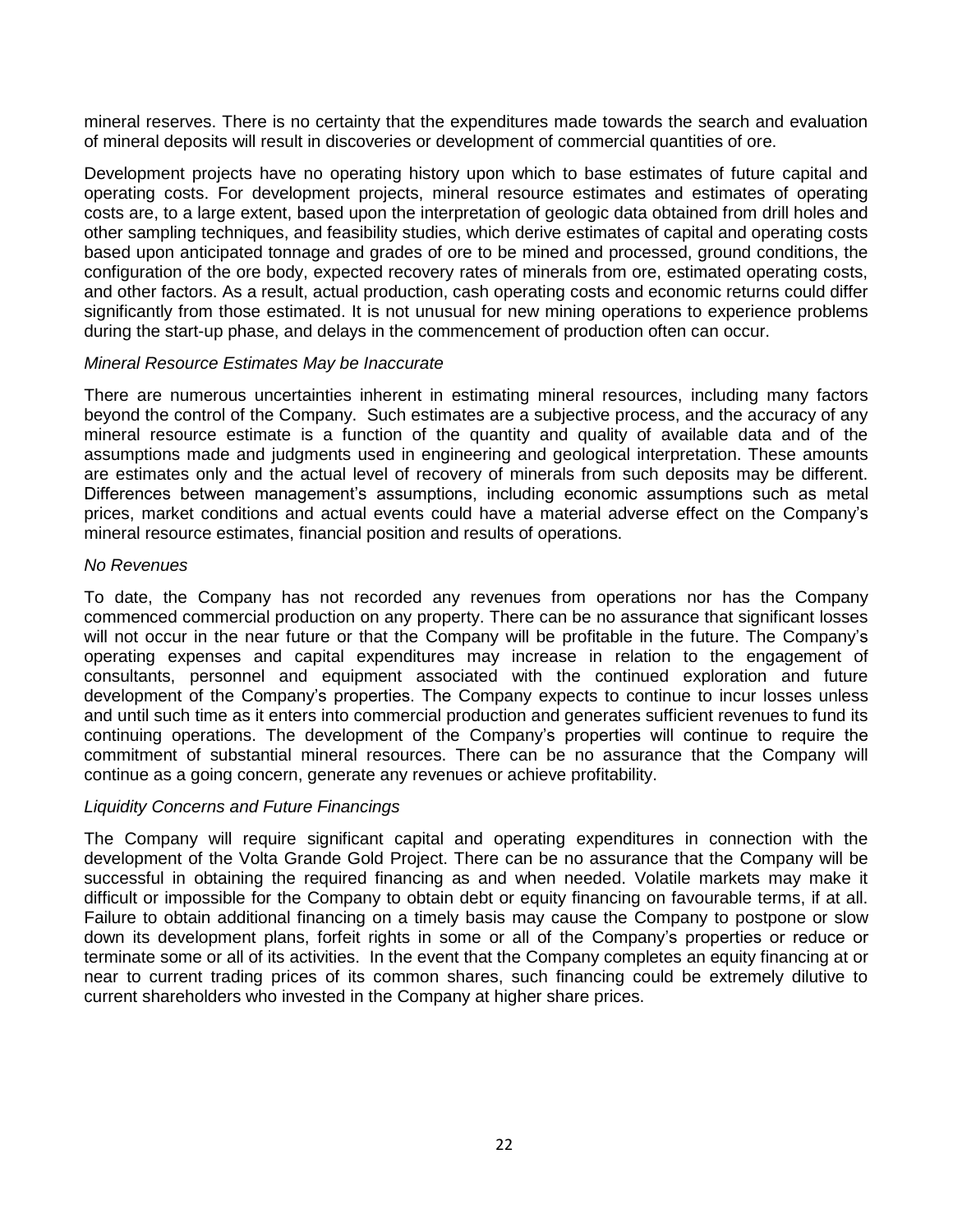mineral reserves. There is no certainty that the expenditures made towards the search and evaluation of mineral deposits will result in discoveries or development of commercial quantities of ore.

Development projects have no operating history upon which to base estimates of future capital and operating costs. For development projects, mineral resource estimates and estimates of operating costs are, to a large extent, based upon the interpretation of geologic data obtained from drill holes and other sampling techniques, and feasibility studies, which derive estimates of capital and operating costs based upon anticipated tonnage and grades of ore to be mined and processed, ground conditions, the configuration of the ore body, expected recovery rates of minerals from ore, estimated operating costs, and other factors. As a result, actual production, cash operating costs and economic returns could differ significantly from those estimated. It is not unusual for new mining operations to experience problems during the start-up phase, and delays in the commencement of production often can occur.

*Mineral Resource Estimates May be Inaccurate*

There are numerous uncertainties inherent in estimating mineral resources, including many factors beyond the control of the Company. Such estimates are a subjective process, and the accuracy of any mineral resource estimate is a function of the quantity and quality of available data and of the assumptions made and judgments used in engineering and geological interpretation. These amounts are estimates only and the actual level of recovery of minerals from such deposits may be different. Differences between management's assumptions, including economic assumptions such as metal prices, market conditions and actual events could have a material adverse effect on the Company's mineral resource estimates, financial position and results of operations.

*No Revenues*

To date, the Company has not recorded any revenues from operations nor has the Company commenced commercial production on any property. There can be no assurance that significant losses will not occur in the near future or that the Company will be profitable in the future. The Company's operating expenses and capital expenditures may increase in relation to the engagement of consultants, personnel and equipment associated with the continued exploration and future development of the Company's properties. The Company expects to continue to incur losses unless and until such time as it enters into commercial production and generates sufficient revenues to fund its continuing operations. The development of the Company's properties will continue to require the commitment of substantial mineral resources. There can be no assurance that the Company will continue as a going concern, generate any revenues or achieve profitability.

*Liquidity Concerns and Future Financings*

The Company will require significant capital and operating expenditures in connection with the development of the Volta Grande Gold Project. There can be no assurance that the Company will be successful in obtaining the required financing as and when needed. Volatile markets may make it difficult or impossible for the Company to obtain debt or equity financing on favourable terms, if at all. Failure to obtain additional financing on a timely basis may cause the Company to postpone or slow down its development plans, forfeit rights in some or all of the Company's properties or reduce or terminate some or all of its activities. In the event that the Company completes an equity financing at or near to current trading prices of its common shares, such financing could be extremely dilutive to current shareholders who invested in the Company at higher share prices.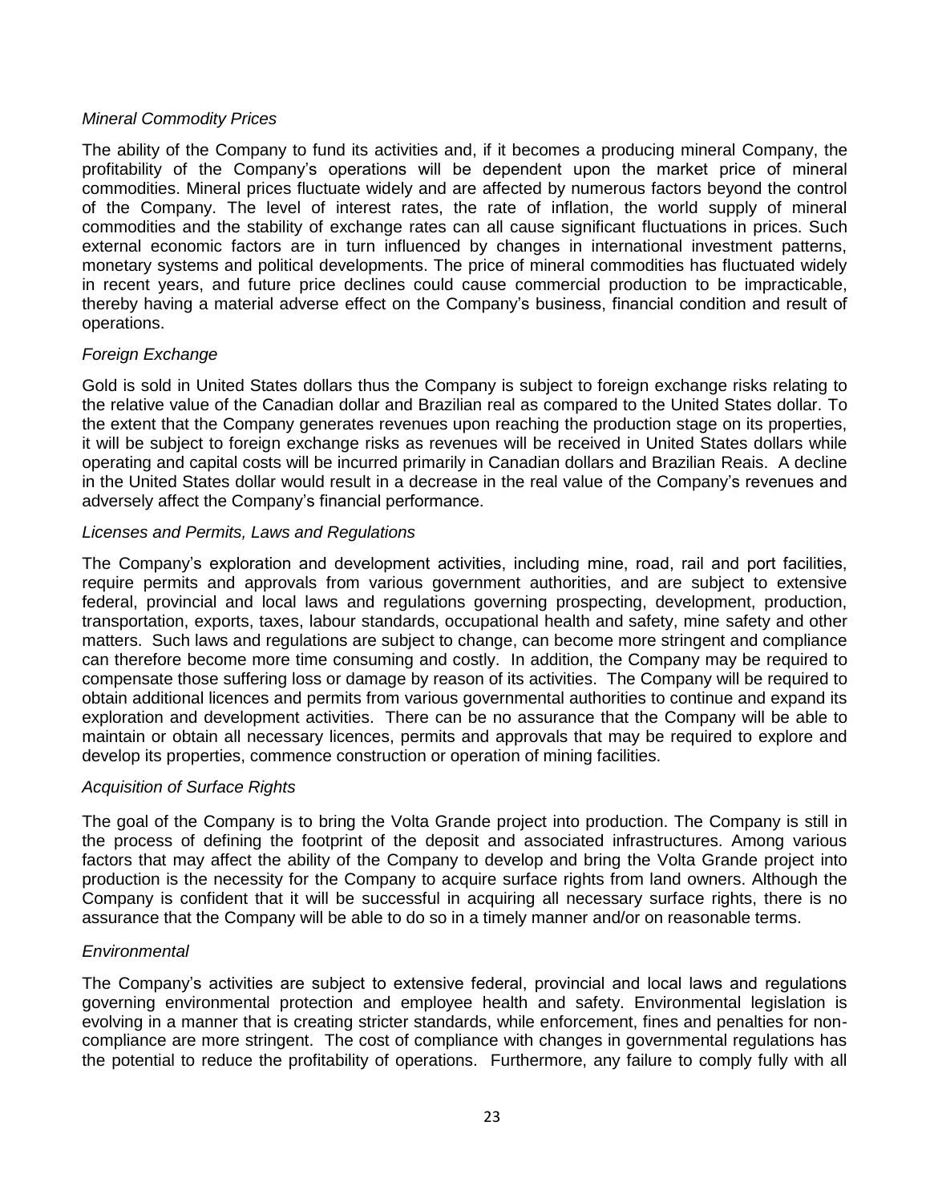*Mineral Commodity Prices*

The ability of the Company to fund its activities and, if it becomes a producing mineral Company, the profitability of the Company's operations will be dependent upon the market price of mineral commodities. Mineral prices fluctuate widely and are affected by numerous factors beyond the control of the Company. The level of interest rates, the rate of inflation, the world supply of mineral commodities and the stability of exchange rates can all cause significant fluctuations in prices. Such external economic factors are in turn influenced by changes in international investment patterns, monetary systems and political developments. The price of mineral commodities has fluctuated widely in recent years, and future price declines could cause commercial production to be impracticable, thereby having a material adverse effect on the Company's business, financial condition and result of operations.

*Foreign Exchange*

Gold is sold in United States dollars thus the Company is subject to foreign exchange risks relating to the relative value of the Canadian dollar and Brazilian real as compared to the United States dollar. To the extent that the Company generates revenues upon reaching the production stage on its properties, it will be subject to foreign exchange risks as revenues will be received in United States dollars while operating and capital costs will be incurred primarily in Canadian dollars and Brazilian Reais. A decline in the United States dollar would result in a decrease in the real value of the Company's revenues and adversely affect the Company's financial performance.

*Licenses and Permits, Laws and Regulations*

The Company's exploration and development activities, including mine, road, rail and port facilities, require permits and approvals from various government authorities, and are subject to extensive federal, provincial and local laws and regulations governing prospecting, development, production, transportation, exports, taxes, labour standards, occupational health and safety, mine safety and other matters. Such laws and regulations are subject to change, can become more stringent and compliance can therefore become more time consuming and costly. In addition, the Company may be required to compensate those suffering loss or damage by reason of its activities. The Company will be required to obtain additional licences and permits from various governmental authorities to continue and expand its exploration and development activities. There can be no assurance that the Company will be able to maintain or obtain all necessary licences, permits and approvals that may be required to explore and develop its properties, commence construction or operation of mining facilities.

*Acquisition of Surface Rights*

The goal of the Company is to bring the Volta Grande project into production. The Company is still in the process of defining the footprint of the deposit and associated infrastructures. Among various factors that may affect the ability of the Company to develop and bring the Volta Grande project into production is the necessity for the Company to acquire surface rights from land owners. Although the Company is confident that it will be successful in acquiring all necessary surface rights, there is no assurance that the Company will be able to do so in a timely manner and/or on reasonable terms.

*Environmental*

The Company's activities are subject to extensive federal, provincial and local laws and regulations governing environmental protection and employee health and safety. Environmental legislation is evolving in a manner that is creating stricter standards, while enforcement, fines and penalties for non-compliance are more stringent. The cost of compliance with changes in governmental regulations has the potential to reduce the profitability of operations. Furthermore, any failure to comply fully with all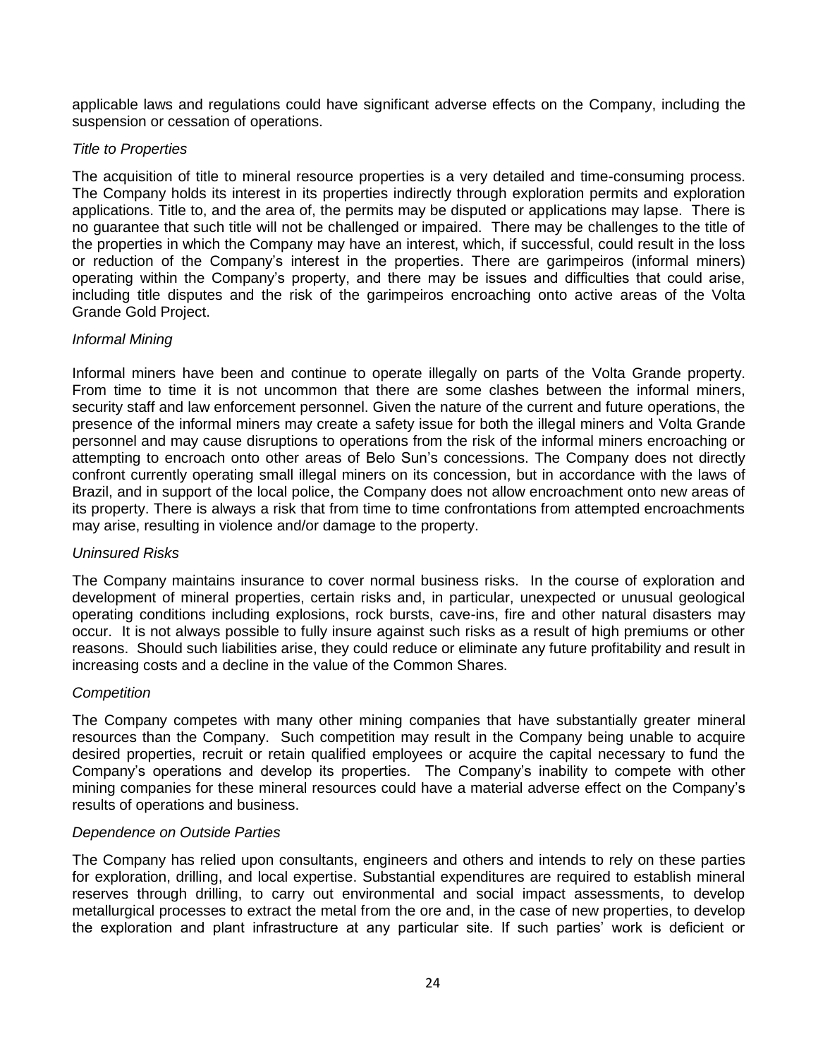applicable laws and regulations could have significant adverse effects on the Company, including the suspension or cessation of operations.

*Title to Properties*

The acquisition of title to mineral resource properties is a very detailed and time-consuming process. The Company holds its interest in its properties indirectly through exploration permits and exploration applications. Title to, and the area of, the permits may be disputed or applications may lapse. There is no guarantee that such title will not be challenged or impaired. There may be challenges to the title of the properties in which the Company may have an interest, which, if successful, could result in the loss or reduction of the Company's interest in the properties. There are garimpeiros (informal miners) operating within the Company's property, and there may be issues and difficulties that could arise, including title disputes and the risk of the garimpeiros encroaching onto active areas of the Volta Grande Gold Project.

*Informal Mining*

Informal miners have been and continue to operate illegally on parts of the Volta Grande property. From time to time it is not uncommon that there are some clashes between the informal miners, security staff and law enforcement personnel. Given the nature of the current and future operations, the presence of the informal miners may create a safety issue for both the illegal miners and Volta Grande personnel and may cause disruptions to operations from the risk of the informal miners encroaching or attempting to encroach onto other areas of Belo Sun's concessions. The Company does not directly confront currently operating small illegal miners on its concession, but in accordance with the laws of Brazil, and in support of the local police, the Company does not allow encroachment onto new areas of its property. There is always a risk that from time to time confrontations from attempted encroachments may arise, resulting in violence and/or damage to the property.

*Uninsured Risks*

The Company maintains insurance to cover normal business risks. In the course of exploration and development of mineral properties, certain risks and, in particular, unexpected or unusual geological operating conditions including explosions, rock bursts, cave-ins, fire and other natural disasters may occur. It is not always possible to fully insure against such risks as a result of high premiums or other reasons. Should such liabilities arise, they could reduce or eliminate any future profitability and result in increasing costs and a decline in the value of the Common Shares.

*Competition*

The Company competes with many other mining companies that have substantially greater mineral resources than the Company. Such competition may result in the Company being unable to acquire desired properties, recruit or retain qualified employees or acquire the capital necessary to fund the Company's operations and develop its properties. The Company's inability to compete with other mining companies for these mineral resources could have a material adverse effect on the Company's results of operations and business.

*Dependence on Outside Parties*

The Company has relied upon consultants, engineers and others and intends to rely on these parties for exploration, drilling, and local expertise. Substantial expenditures are required to establish mineral reserves through drilling, to carry out environmental and social impact assessments, to develop metallurgical processes to extract the metal from the ore and, in the case of new properties, to develop the exploration and plant infrastructure at any particular site. If such parties' work is deficient or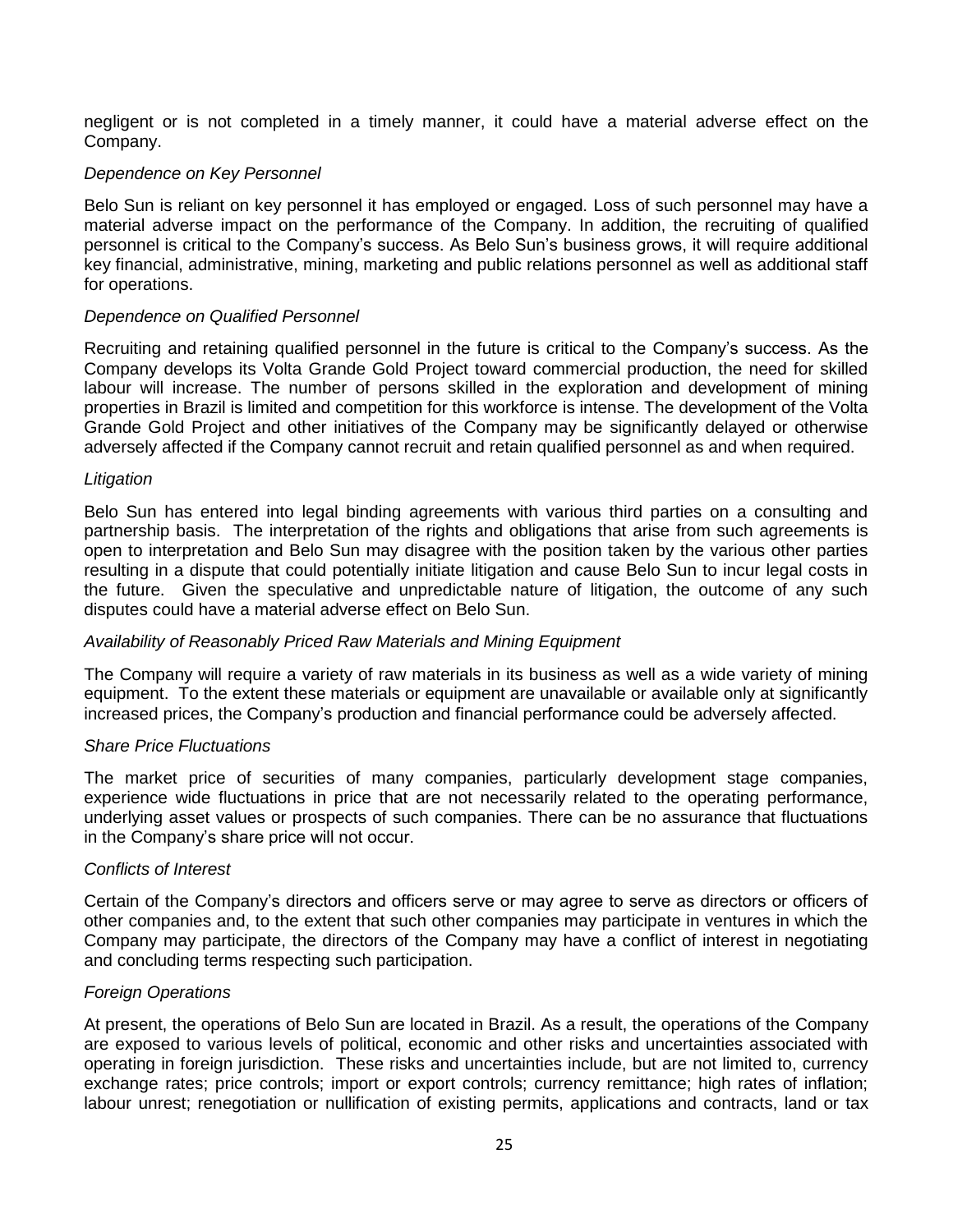negligent or is not completed in a timely manner, it could have a material adverse effect on the Company.

*Dependence on Key Personnel*

Belo Sun is reliant on key personnel it has employed or engaged. Loss of such personnel may have a material adverse impact on the performance of the Company. In addition, the recruiting of qualified personnel is critical to the Company's success. As Belo Sun's business grows, it will require additional key financial, administrative, mining, marketing and public relations personnel as well as additional staff for operations.

*Dependence on Qualified Personnel*

Recruiting and retaining qualified personnel in the future is critical to the Company's success. As the Company develops its Volta Grande Gold Project toward commercial production, the need for skilled labour will increase. The number of persons skilled in the exploration and development of mining properties in Brazil is limited and competition for this workforce is intense. The development of the Volta Grande Gold Project and other initiatives of the Company may be significantly delayed or otherwise adversely affected if the Company cannot recruit and retain qualified personnel as and when required.

*Litigation*

Belo Sun has entered into legal binding agreements with various third parties on a consulting and partnership basis. The interpretation of the rights and obligations that arise from such agreements is open to interpretation and Belo Sun may disagree with the position taken by the various other parties resulting in a dispute that could potentially initiate litigation and cause Belo Sun to incur legal costs in the future. Given the speculative and unpredictable nature of litigation, the outcome of any such disputes could have a material adverse effect on Belo Sun.

*Availability of Reasonably Priced Raw Materials and Mining Equipment*

The Company will require a variety of raw materials in its business as well as a wide variety of mining equipment. To the extent these materials or equipment are unavailable or available only at significantly increased prices, the Company's production and financial performance could be adversely affected.

*Share Price Fluctuations*

The market price of securities of many companies, particularly development stage companies, experience wide fluctuations in price that are not necessarily related to the operating performance, underlying asset values or prospects of such companies. There can be no assurance that fluctuations in the Company's share price will not occur.

*Conflicts of Interest*

Certain of the Company's directors and officers serve or may agree to serve as directors or officers of other companies and, to the extent that such other companies may participate in ventures in which the Company may participate, the directors of the Company may have a conflict of interest in negotiating and concluding terms respecting such participation.

*Foreign Operations*

At present, the operations of Belo Sun are located in Brazil. As a result, the operations of the Company are exposed to various levels of political, economic and other risks and uncertainties associated with operating in foreign jurisdiction. These risks and uncertainties include, but are not limited to, currency exchange rates; price controls; import or export controls; currency remittance; high rates of inflation; labour unrest; renegotiation or nullification of existing permits, applications and contracts, land or tax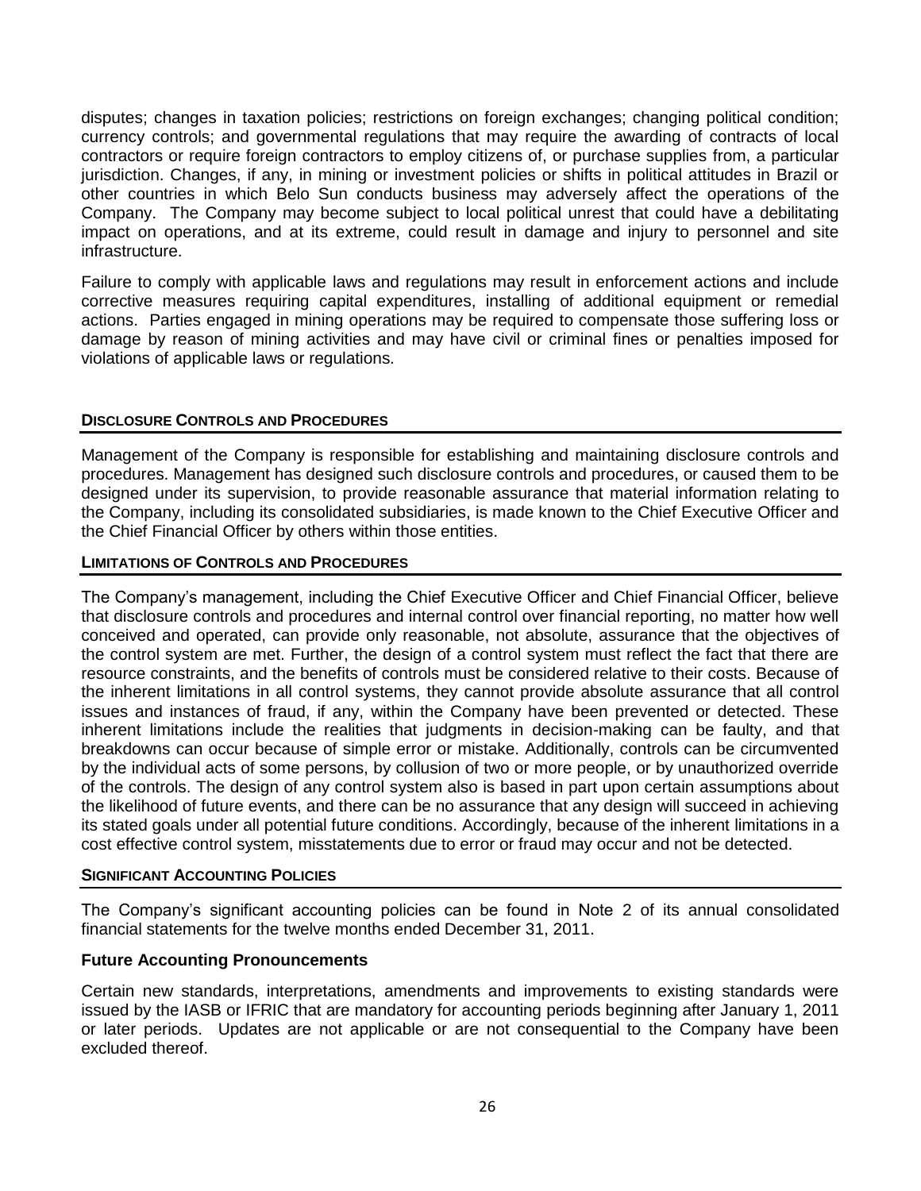disputes; changes in taxation policies; restrictions on foreign exchanges; changing political condition; currency controls; and governmental regulations that may require the awarding of contracts of local contractors or require foreign contractors to employ citizens of, or purchase supplies from, a particular jurisdiction. Changes, if any, in mining or investment policies or shifts in political attitudes in Brazil or other countries in which Belo Sun conducts business may adversely affect the operations of the Company. The Company may become subject to local political unrest that could have a debilitating impact on operations, and at its extreme, could result in damage and injury to personnel and site infrastructure.

Failure to comply with applicable laws and regulations may result in enforcement actions and include corrective measures requiring capital expenditures, installing of additional equipment or remedial actions. Parties engaged in mining operations may be required to compensate those suffering loss or damage by reason of mining activities and may have civil or criminal fines or penalties imposed for violations of applicable laws or regulations.

## DISCLOSURE CONTROLS AND PROCEDURES

Management of the Company is responsible for establishing and maintaining disclosure controls and procedures. Management has designed such disclosure controls and procedures, or caused them to be designed under its supervision, to provide reasonable assurance that material information relating to the Company, including its consolidated subsidiaries, is made known to the Chief Executive Officer and the Chief Financial Officer by others within those entities.

## LIMITATIONS OF CONTROLS AND PROCEDURES

The Company's management, including the Chief Executive Officer and Chief Financial Officer, believe that disclosure controls and procedures and internal control over financial reporting, no matter how well conceived and operated, can provide only reasonable, not absolute, assurance that the objectives of the control system are met. Further, the design of a control system must reflect the fact that there are resource constraints, and the benefits of controls must be considered relative to their costs. Because of the inherent limitations in all control systems, they cannot provide absolute assurance that all control issues and instances of fraud, if any, within the Company have been prevented or detected. These inherent limitations include the realities that judgments in decision-making can be faulty, and that breakdowns can occur because of simple error or mistake. Additionally, controls can be circumvented by the individual acts of some persons, by collusion of two or more people, or by unauthorized override of the controls. The design of any control system also is based in part upon certain assumptions about the likelihood of future events, and there can be no assurance that any design will succeed in achieving its stated goals under all potential future conditions. Accordingly, because of the inherent limitations in a cost effective control system, misstatements due to error or fraud may occur and not be detected.

## SIGNIFICANT ACCOUNTING POLICIES

The Company's significant accounting policies can be found in Note 2 of its annual consolidated financial statements for the twelve months ended December 31, 2011.

### Future Accounting Pronouncements

Certain new standards, interpretations, amendments and improvements to existing standards were issued by the IASB or IFRIC that are mandatory for accounting periods beginning after January 1, 2011 or later periods. Updates are not applicable or are not consequential to the Company have been excluded thereof.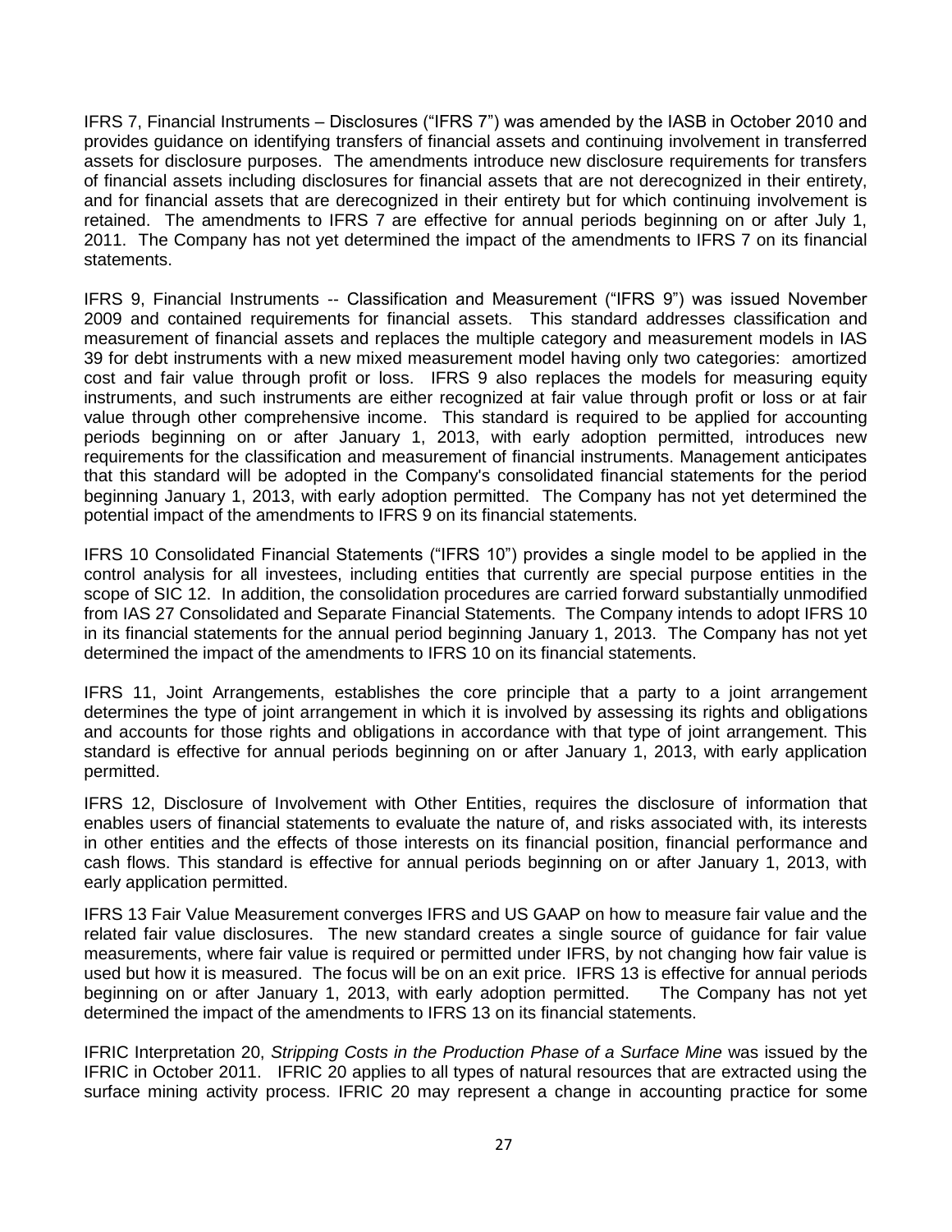IFRS 7, Financial Instruments – Disclosures ("IFRS 7") was amended by the IASB in October 2010 and provides guidance on identifying transfers of financial assets and continuing involvement in transferred assets for disclosure purposes. The amendments introduce new disclosure requirements for transfers of financial assets including disclosures for financial assets that are not derecognized in their entirety, and for financial assets that are derecognized in their entirety but for which continuing involvement is retained. The amendments to IFRS 7 are effective for annual periods beginning on or after July 1, 2011. The Company has not yet determined the impact of the amendments to IFRS 7 on its financial statements.

IFRS 9, Financial Instruments -- Classification and Measurement ("IFRS 9") was issued November 2009 and contained requirements for financial assets. This standard addresses classification and measurement of financial assets and replaces the multiple category and measurement models in IAS 39 for debt instruments with a new mixed measurement model having only two categories: amortized cost and fair value through profit or loss. IFRS 9 also replaces the models for measuring equity instruments, and such instruments are either recognized at fair value through profit or loss or at fair value through other comprehensive income. This standard is required to be applied for accounting periods beginning on or after January 1, 2013, with early adoption permitted, introduces new requirements for the classification and measurement of financial instruments. Management anticipates that this standard will be adopted in the Company's consolidated financial statements for the period beginning January 1, 2013, with early adoption permitted. The Company has not yet determined the potential impact of the amendments to IFRS 9 on its financial statements.

IFRS 10 Consolidated Financial Statements ("IFRS 10") provides a single model to be applied in the control analysis for all investees, including entities that currently are special purpose entities in the scope of SIC 12. In addition, the consolidation procedures are carried forward substantially unmodified from IAS 27 Consolidated and Separate Financial Statements. The Company intends to adopt IFRS 10 in its financial statements for the annual period beginning January 1, 2013. The Company has not yet determined the impact of the amendments to IFRS 10 on its financial statements.

IFRS 11, Joint Arrangements, establishes the core principle that a party to a joint arrangement determines the type of joint arrangement in which it is involved by assessing its rights and obligations and accounts for those rights and obligations in accordance with that type of joint arrangement. This standard is effective for annual periods beginning on or after January 1, 2013, with early application permitted.

IFRS 12, Disclosure of Involvement with Other Entities, requires the disclosure of information that enables users of financial statements to evaluate the nature of, and risks associated with, its interests in other entities and the effects of those interests on its financial position, financial performance and cash flows. This standard is effective for annual periods beginning on or after January 1, 2013, with early application permitted.

IFRS 13 Fair Value Measurement converges IFRS and US GAAP on how to measure fair value and the related fair value disclosures. The new standard creates a single source of guidance for fair value measurements, where fair value is required or permitted under IFRS, by not changing how fair value is used but how it is measured. The focus will be on an exit price. IFRS 13 is effective for annual periods beginning on or after January 1, 2013, with early adoption permitted. The Company has not yet determined the impact of the amendments to IFRS 13 on its financial statements.

IFRIC Interpretation 20, *Stripping Costs in the Production Phase of a Surface Mine* was issued by the IFRIC in October 2011. IFRIC 20 applies to all types of natural resources that are extracted using the surface mining activity process. IFRIC 20 may represent a change in accounting practice for some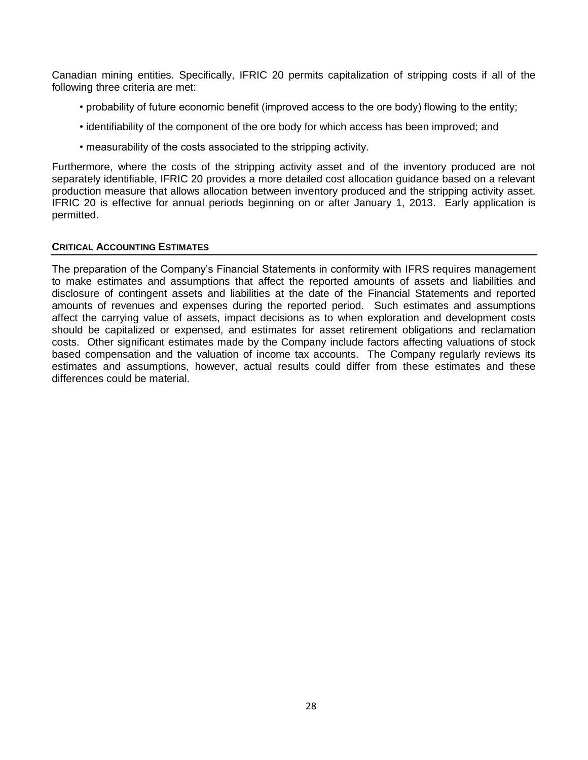Canadian mining entities. Specifically, IFRIC 20 permits capitalization of stripping costs if all of the following three criteria are met:

- probability of future economic benefit (improved access to the ore body) flowing to the entity;
- identifiability of the component of the ore body for which access has been improved; and
- measurability of the costs associated to the stripping activity.

Furthermore, where the costs of the stripping activity asset and of the inventory produced are not separately identifiable, IFRIC 20 provides a more detailed cost allocation guidance based on a relevant production measure that allows allocation between inventory produced and the stripping activity asset. IFRIC 20 is effective for annual periods beginning on or after January 1, 2013. Early application is permitted.

## CRITICAL ACCOUNTING ESTIMATES

The preparation of the Company's Financial Statements in conformity with IFRS requires management to make estimates and assumptions that affect the reported amounts of assets and liabilities and disclosure of contingent assets and liabilities at the date of the Financial Statements and reported amounts of revenues and expenses during the reported period. Such estimates and assumptions affect the carrying value of assets, impact decisions as to when exploration and development costs should be capitalized or expensed, and estimates for asset retirement obligations and reclamation costs. Other significant estimates made by the Company include factors affecting valuations of stock based compensation and the valuation of income tax accounts. The Company regularly reviews its estimates and assumptions, however, actual results could differ from these estimates and these differences could be material.